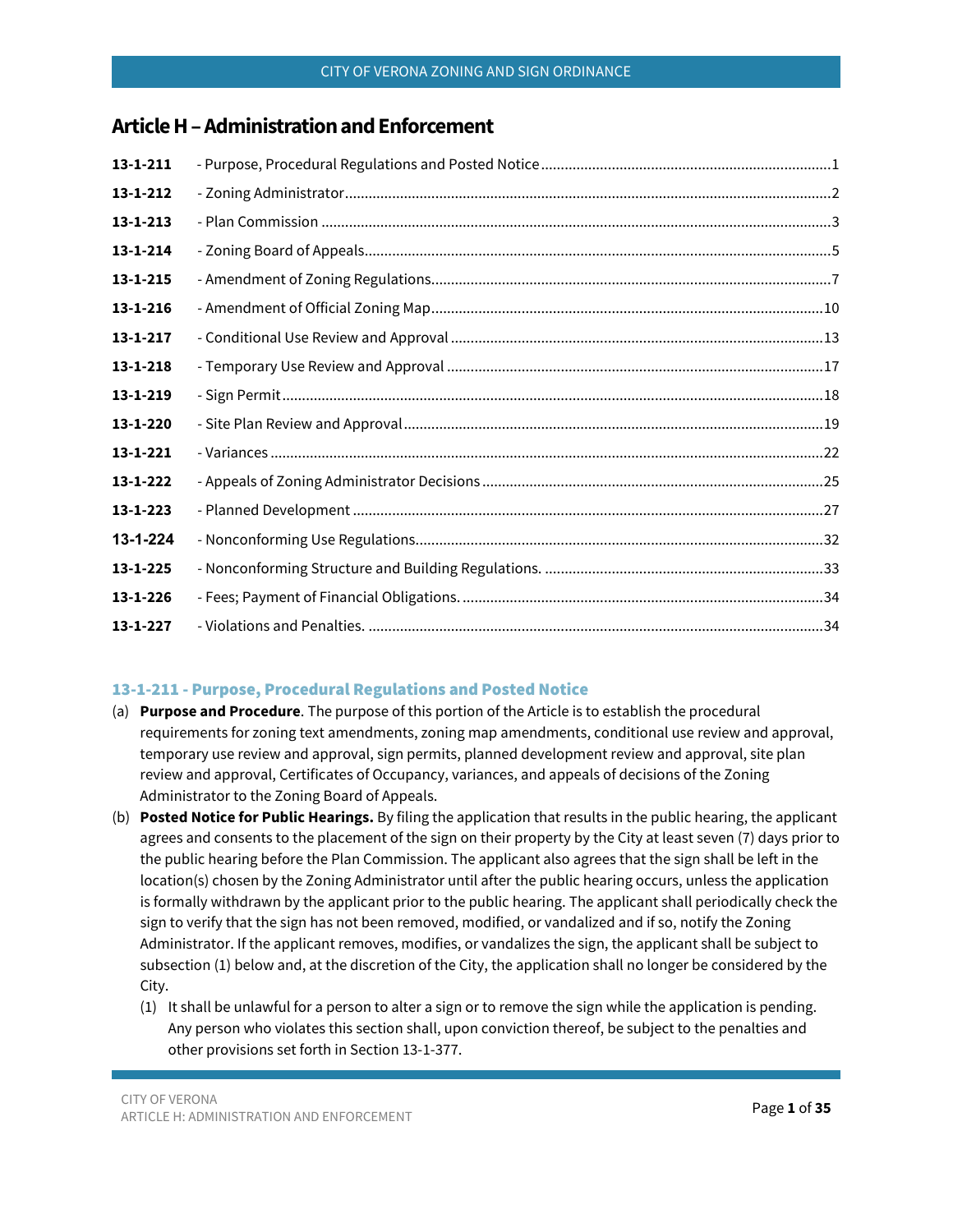# Article H – Administration and Enforcement

| | | |
|---|---|---|
| **13-1-211** | - Purpose, Procedural Regulations and Posted Notice | 1 |
| **13-1-212** | - Zoning Administrator | 2 |
| **13-1-213** | - Plan Commission | 3 |
| **13-1-214** | - Zoning Board of Appeals | 5 |
| **13-1-215** | - Amendment of Zoning Regulations | 7 |
| **13-1-216** | - Amendment of Official Zoning Map | 10 |
| **13-1-217** | - Conditional Use Review and Approval | 13 |
| **13-1-218** | - Temporary Use Review and Approval | 17 |
| **13-1-219** | - Sign Permit | 18 |
| **13-1-220** | - Site Plan Review and Approval | 19 |
| **13-1-221** | - Variances | 22 |
| **13-1-222** | - Appeals of Zoning Administrator Decisions | 25 |
| **13-1-223** | - Planned Development | 27 |
| **13-1-224** | - Nonconforming Use Regulations | 32 |
| **13-1-225** | - Nonconforming Structure and Building Regulations. | 33 |
| **13-1-226** | - Fees; Payment of Financial Obligations. | 34 |
| **13-1-227** | - Violations and Penalties. | 34 |

## 13-1-211 - Purpose, Procedural Regulations and Posted Notice

(a) **Purpose and Procedure**. The purpose of this portion of the Article is to establish the procedural requirements for zoning text amendments, zoning map amendments, conditional use review and approval, temporary use review and approval, sign permits, planned development review and approval, site plan review and approval, Certificates of Occupancy, variances, and appeals of decisions of the Zoning Administrator to the Zoning Board of Appeals.

(b) **Posted Notice for Public Hearings.** By filing the application that results in the public hearing, the applicant agrees and consents to the placement of the sign on their property by the City at least seven (7) days prior to the public hearing before the Plan Commission. The applicant also agrees that the sign shall be left in the location(s) chosen by the Zoning Administrator until after the public hearing occurs, unless the application is formally withdrawn by the applicant prior to the public hearing. The applicant shall periodically check the sign to verify that the sign has not been removed, modified, or vandalized and if so, notify the Zoning Administrator. If the applicant removes, modifies, or vandalizes the sign, the applicant shall be subject to subsection (1) below and, at the discretion of the City, the application shall no longer be considered by the City.

   (1) It shall be unlawful for a person to alter a sign or to remove the sign while the application is pending. Any person who violates this section shall, upon conviction thereof, be subject to the penalties and other provisions set forth in Section 13-1-377.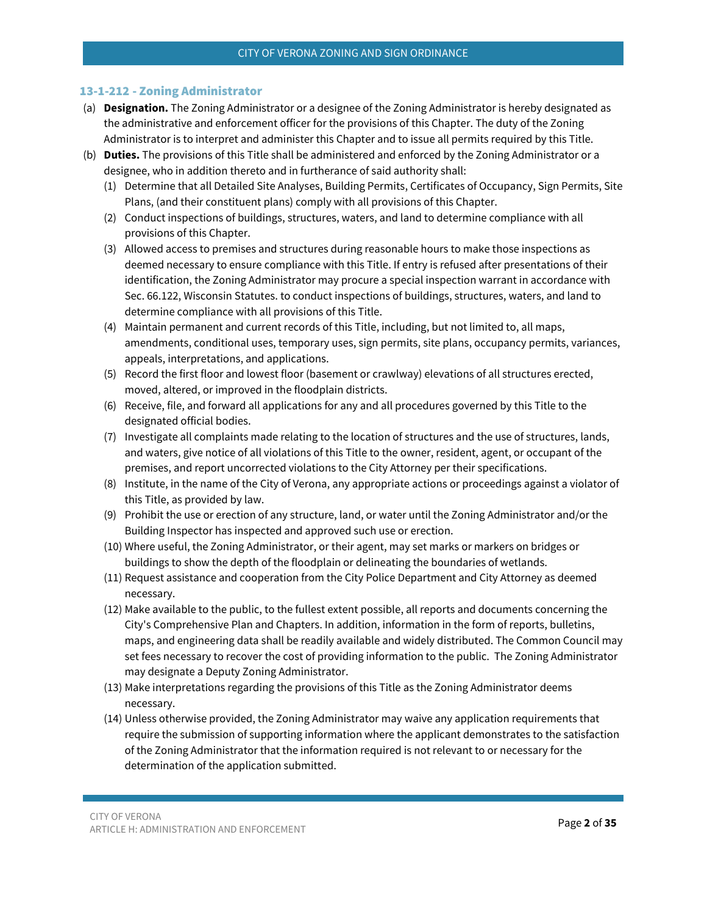### 13-1-212 - Zoning Administrator

(a) **Designation.** The Zoning Administrator or a designee of the Zoning Administrator is hereby designated as the administrative and enforcement officer for the provisions of this Chapter. The duty of the Zoning Administrator is to interpret and administer this Chapter and to issue all permits required by this Title.

(b) **Duties.** The provisions of this Title shall be administered and enforced by the Zoning Administrator or a designee, who in addition thereto and in furtherance of said authority shall:

  (1) Determine that all Detailed Site Analyses, Building Permits, Certificates of Occupancy, Sign Permits, Site Plans, (and their constituent plans) comply with all provisions of this Chapter.

  (2) Conduct inspections of buildings, structures, waters, and land to determine compliance with all provisions of this Chapter.

  (3) Allowed access to premises and structures during reasonable hours to make those inspections as deemed necessary to ensure compliance with this Title. If entry is refused after presentations of their identification, the Zoning Administrator may procure a special inspection warrant in accordance with Sec. 66.122, Wisconsin Statutes. to conduct inspections of buildings, structures, waters, and land to determine compliance with all provisions of this Title.

  (4) Maintain permanent and current records of this Title, including, but not limited to, all maps, amendments, conditional uses, temporary uses, sign permits, site plans, occupancy permits, variances, appeals, interpretations, and applications.

  (5) Record the first floor and lowest floor (basement or crawlway) elevations of all structures erected, moved, altered, or improved in the floodplain districts.

  (6) Receive, file, and forward all applications for any and all procedures governed by this Title to the designated official bodies.

  (7) Investigate all complaints made relating to the location of structures and the use of structures, lands, and waters, give notice of all violations of this Title to the owner, resident, agent, or occupant of the premises, and report uncorrected violations to the City Attorney per their specifications.

  (8) Institute, in the name of the City of Verona, any appropriate actions or proceedings against a violator of this Title, as provided by law.

  (9) Prohibit the use or erection of any structure, land, or water until the Zoning Administrator and/or the Building Inspector has inspected and approved such use or erection.

  (10) Where useful, the Zoning Administrator, or their agent, may set marks or markers on bridges or buildings to show the depth of the floodplain or delineating the boundaries of wetlands.

  (11) Request assistance and cooperation from the City Police Department and City Attorney as deemed necessary.

  (12) Make available to the public, to the fullest extent possible, all reports and documents concerning the City's Comprehensive Plan and Chapters. In addition, information in the form of reports, bulletins, maps, and engineering data shall be readily available and widely distributed. The Common Council may set fees necessary to recover the cost of providing information to the public. The Zoning Administrator may designate a Deputy Zoning Administrator.

  (13) Make interpretations regarding the provisions of this Title as the Zoning Administrator deems necessary.

  (14) Unless otherwise provided, the Zoning Administrator may waive any application requirements that require the submission of supporting information where the applicant demonstrates to the satisfaction of the Zoning Administrator that the information required is not relevant to or necessary for the determination of the application submitted.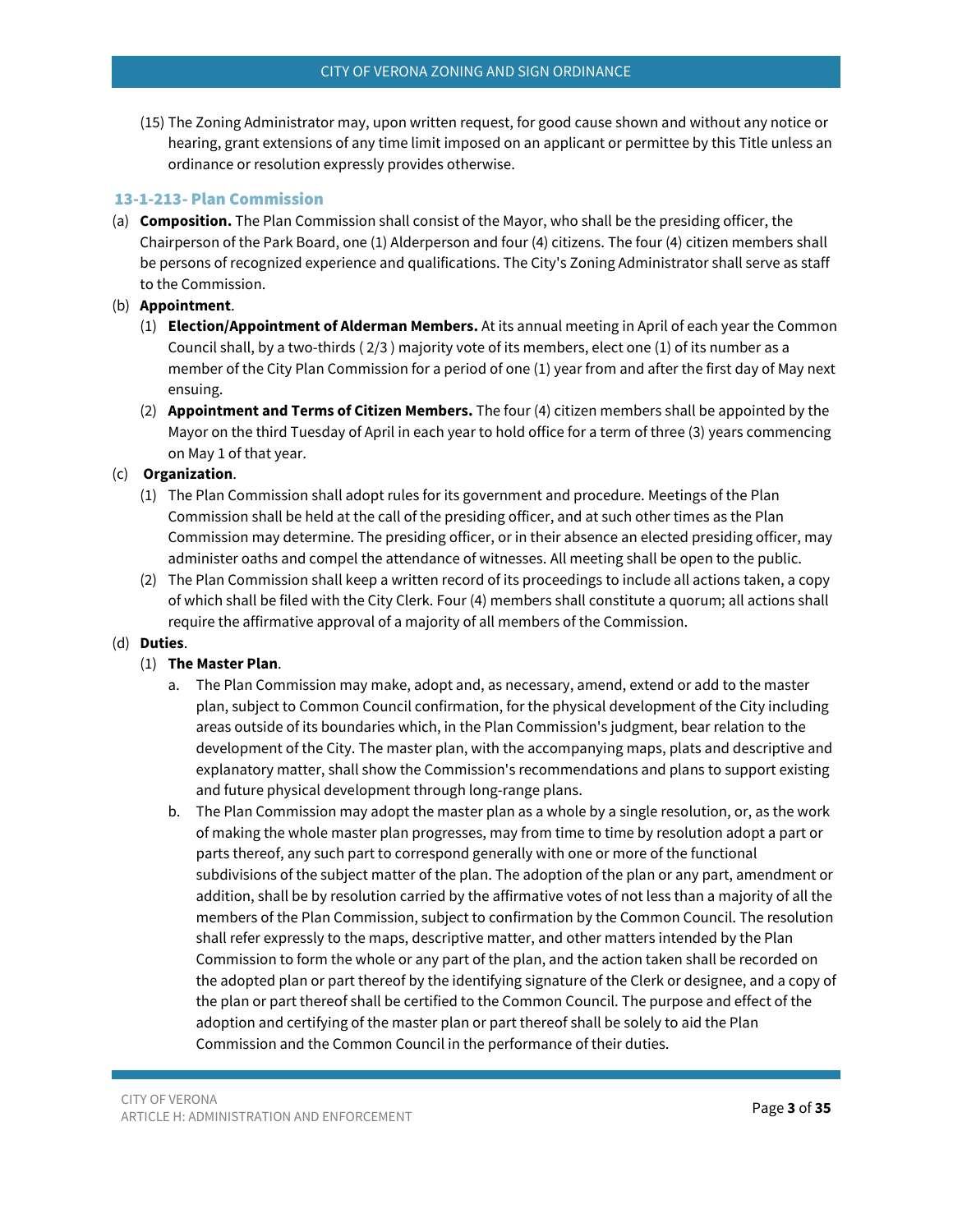(15) The Zoning Administrator may, upon written request, for good cause shown and without any notice or hearing, grant extensions of any time limit imposed on an applicant or permittee by this Title unless an ordinance or resolution expressly provides otherwise.

### 13-1-213- Plan Commission

(a) **Composition.** The Plan Commission shall consist of the Mayor, who shall be the presiding officer, the Chairperson of the Park Board, one (1) Alderperson and four (4) citizens. The four (4) citizen members shall be persons of recognized experience and qualifications. The City's Zoning Administrator shall serve as staff to the Commission.

(b) **Appointment**.

(1) **Election/Appointment of Alderman Members.** At its annual meeting in April of each year the Common Council shall, by a two-thirds ( 2/3 ) majority vote of its members, elect one (1) of its number as a member of the City Plan Commission for a period of one (1) year from and after the first day of May next ensuing.

(2) **Appointment and Terms of Citizen Members.** The four (4) citizen members shall be appointed by the Mayor on the third Tuesday of April in each year to hold office for a term of three (3) years commencing on May 1 of that year.

(c) **Organization**.

(1) The Plan Commission shall adopt rules for its government and procedure. Meetings of the Plan Commission shall be held at the call of the presiding officer, and at such other times as the Plan Commission may determine. The presiding officer, or in their absence an elected presiding officer, may administer oaths and compel the attendance of witnesses. All meeting shall be open to the public.

(2) The Plan Commission shall keep a written record of its proceedings to include all actions taken, a copy of which shall be filed with the City Clerk. Four (4) members shall constitute a quorum; all actions shall require the affirmative approval of a majority of all members of the Commission.

(d) **Duties**.

(1) **The Master Plan**.

a. The Plan Commission may make, adopt and, as necessary, amend, extend or add to the master plan, subject to Common Council confirmation, for the physical development of the City including areas outside of its boundaries which, in the Plan Commission's judgment, bear relation to the development of the City. The master plan, with the accompanying maps, plats and descriptive and explanatory matter, shall show the Commission's recommendations and plans to support existing and future physical development through long-range plans.

b. The Plan Commission may adopt the master plan as a whole by a single resolution, or, as the work of making the whole master plan progresses, may from time to time by resolution adopt a part or parts thereof, any such part to correspond generally with one or more of the functional subdivisions of the subject matter of the plan. The adoption of the plan or any part, amendment or addition, shall be by resolution carried by the affirmative votes of not less than a majority of all the members of the Plan Commission, subject to confirmation by the Common Council. The resolution shall refer expressly to the maps, descriptive matter, and other matters intended by the Plan Commission to form the whole or any part of the plan, and the action taken shall be recorded on the adopted plan or part thereof by the identifying signature of the Clerk or designee, and a copy of the plan or part thereof shall be certified to the Common Council. The purpose and effect of the adoption and certifying of the master plan or part thereof shall be solely to aid the Plan Commission and the Common Council in the performance of their duties.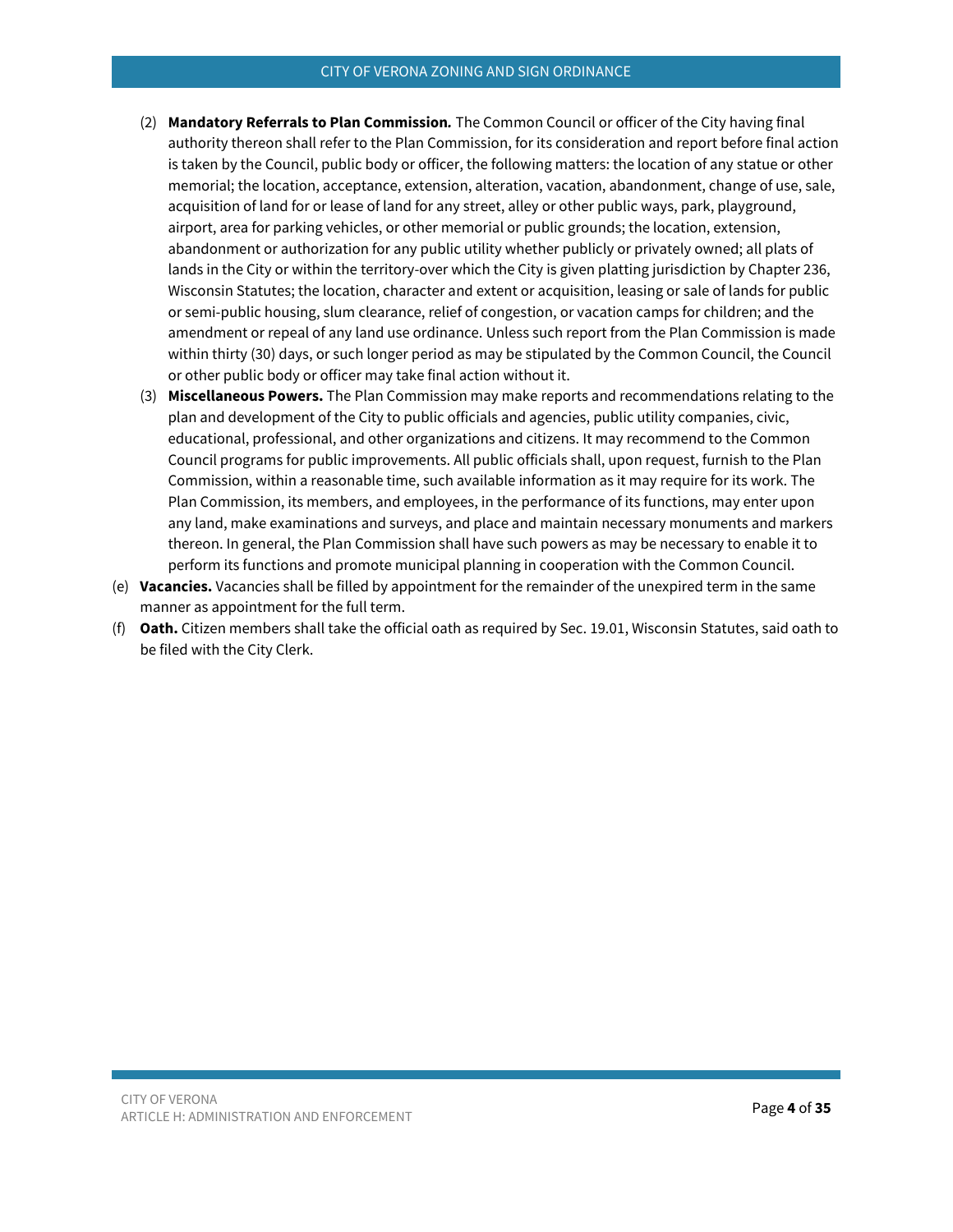(2) **Mandatory Referrals to Plan Commission.** The Common Council or officer of the City having final authority thereon shall refer to the Plan Commission, for its consideration and report before final action is taken by the Council, public body or officer, the following matters: the location of any statue or other memorial; the location, acceptance, extension, alteration, vacation, abandonment, change of use, sale, acquisition of land for or lease of land for any street, alley or other public ways, park, playground, airport, area for parking vehicles, or other memorial or public grounds; the location, extension, abandonment or authorization for any public utility whether publicly or privately owned; all plats of lands in the City or within the territory-over which the City is given platting jurisdiction by Chapter 236, Wisconsin Statutes; the location, character and extent or acquisition, leasing or sale of lands for public or semi-public housing, slum clearance, relief of congestion, or vacation camps for children; and the amendment or repeal of any land use ordinance. Unless such report from the Plan Commission is made within thirty (30) days, or such longer period as may be stipulated by the Common Council, the Council or other public body or officer may take final action without it.

(3) **Miscellaneous Powers.** The Plan Commission may make reports and recommendations relating to the plan and development of the City to public officials and agencies, public utility companies, civic, educational, professional, and other organizations and citizens. It may recommend to the Common Council programs for public improvements. All public officials shall, upon request, furnish to the Plan Commission, within a reasonable time, such available information as it may require for its work. The Plan Commission, its members, and employees, in the performance of its functions, may enter upon any land, make examinations and surveys, and place and maintain necessary monuments and markers thereon. In general, the Plan Commission shall have such powers as may be necessary to enable it to perform its functions and promote municipal planning in cooperation with the Common Council.

(e) **Vacancies.** Vacancies shall be filled by appointment for the remainder of the unexpired term in the same manner as appointment for the full term.

(f) **Oath.** Citizen members shall take the official oath as required by Sec. 19.01, Wisconsin Statutes, said oath to be filed with the City Clerk.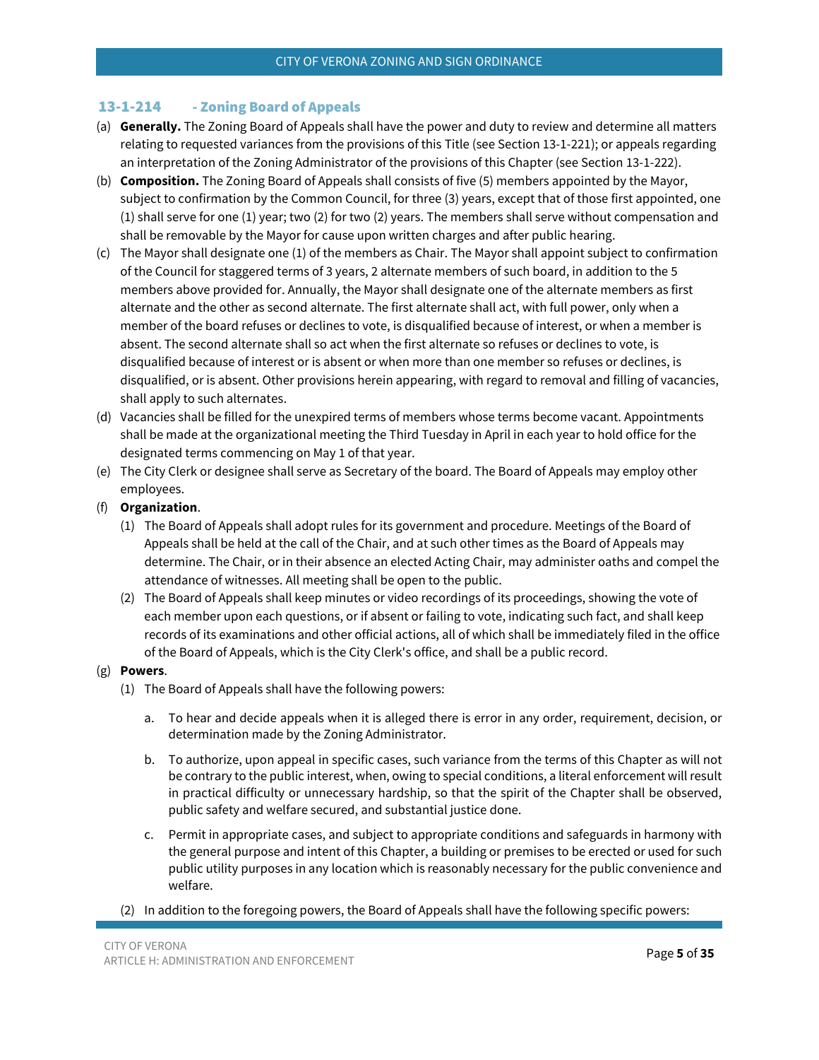## 13-1-214 - Zoning Board of Appeals

(a) **Generally.** The Zoning Board of Appeals shall have the power and duty to review and determine all matters relating to requested variances from the provisions of this Title (see Section 13-1-221); or appeals regarding an interpretation of the Zoning Administrator of the provisions of this Chapter (see Section 13-1-222).

(b) **Composition.** The Zoning Board of Appeals shall consists of five (5) members appointed by the Mayor, subject to confirmation by the Common Council, for three (3) years, except that of those first appointed, one (1) shall serve for one (1) year; two (2) for two (2) years. The members shall serve without compensation and shall be removable by the Mayor for cause upon written charges and after public hearing.

(c) The Mayor shall designate one (1) of the members as Chair. The Mayor shall appoint subject to confirmation of the Council for staggered terms of 3 years, 2 alternate members of such board, in addition to the 5 members above provided for. Annually, the Mayor shall designate one of the alternate members as first alternate and the other as second alternate. The first alternate shall act, with full power, only when a member of the board refuses or declines to vote, is disqualified because of interest, or when a member is absent. The second alternate shall so act when the first alternate so refuses or declines to vote, is disqualified because of interest or is absent or when more than one member so refuses or declines, is disqualified, or is absent. Other provisions herein appearing, with regard to removal and filling of vacancies, shall apply to such alternates.

(d) Vacancies shall be filled for the unexpired terms of members whose terms become vacant. Appointments shall be made at the organizational meeting the Third Tuesday in April in each year to hold office for the designated terms commencing on May 1 of that year.

(e) The City Clerk or designee shall serve as Secretary of the board. The Board of Appeals may employ other employees.

(f) **Organization**.

(1) The Board of Appeals shall adopt rules for its government and procedure. Meetings of the Board of Appeals shall be held at the call of the Chair, and at such other times as the Board of Appeals may determine. The Chair, or in their absence an elected Acting Chair, may administer oaths and compel the attendance of witnesses. All meeting shall be open to the public.

(2) The Board of Appeals shall keep minutes or video recordings of its proceedings, showing the vote of each member upon each questions, or if absent or failing to vote, indicating such fact, and shall keep records of its examinations and other official actions, all of which shall be immediately filed in the office of the Board of Appeals, which is the City Clerk's office, and shall be a public record.

(g) **Powers**.

(1) The Board of Appeals shall have the following powers:

a. To hear and decide appeals when it is alleged there is error in any order, requirement, decision, or determination made by the Zoning Administrator.

b. To authorize, upon appeal in specific cases, such variance from the terms of this Chapter as will not be contrary to the public interest, when, owing to special conditions, a literal enforcement will result in practical difficulty or unnecessary hardship, so that the spirit of the Chapter shall be observed, public safety and welfare secured, and substantial justice done.

c. Permit in appropriate cases, and subject to appropriate conditions and safeguards in harmony with the general purpose and intent of this Chapter, a building or premises to be erected or used for such public utility purposes in any location which is reasonably necessary for the public convenience and welfare.

(2) In addition to the foregoing powers, the Board of Appeals shall have the following specific powers: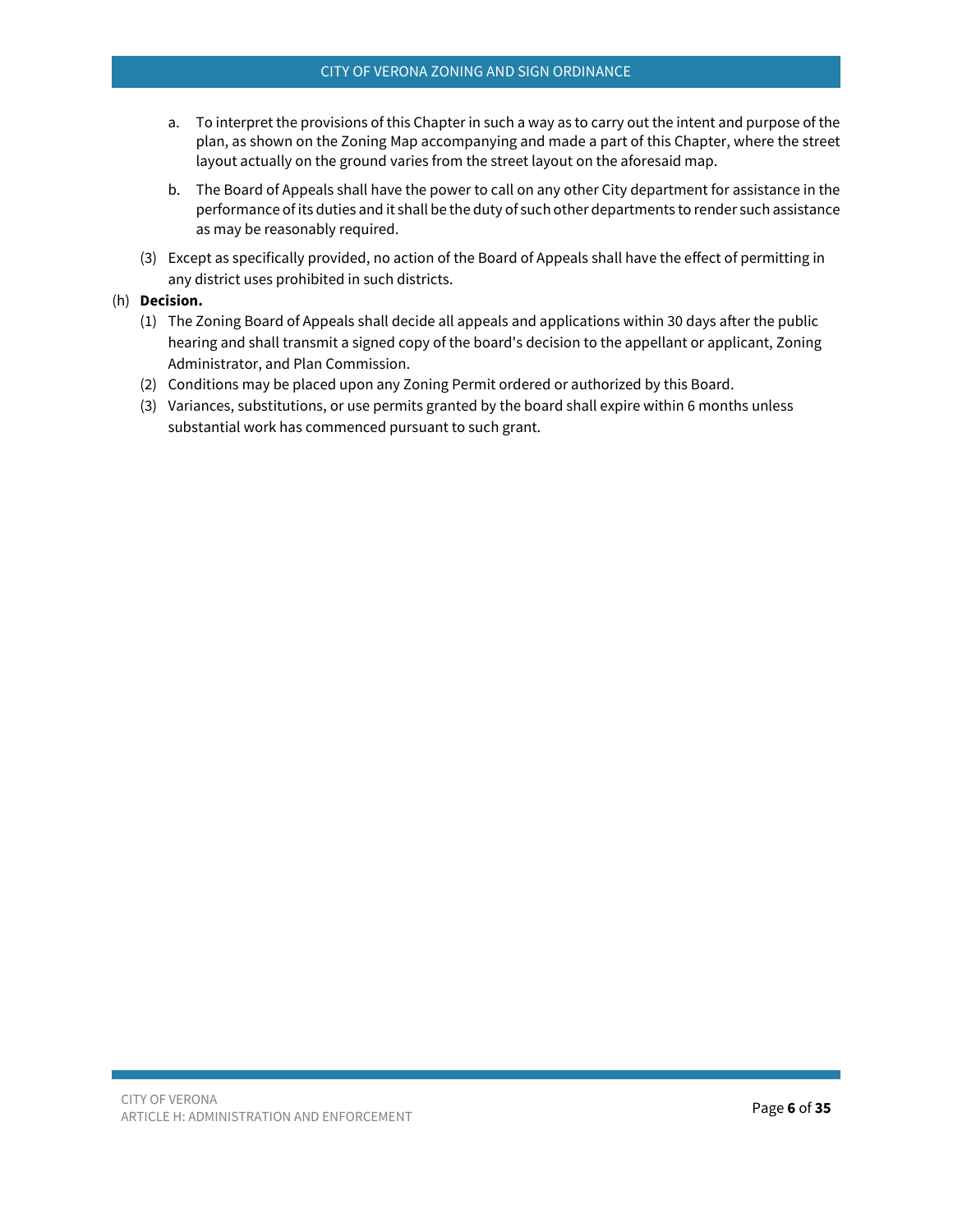a. To interpret the provisions of this Chapter in such a way as to carry out the intent and purpose of the plan, as shown on the Zoning Map accompanying and made a part of this Chapter, where the street layout actually on the ground varies from the street layout on the aforesaid map.

b. The Board of Appeals shall have the power to call on any other City department for assistance in the performance of its duties and it shall be the duty of such other departments to render such assistance as may be reasonably required.

(3) Except as specifically provided, no action of the Board of Appeals shall have the effect of permitting in any district uses prohibited in such districts.

(h) **Decision.**

(1) The Zoning Board of Appeals shall decide all appeals and applications within 30 days after the public hearing and shall transmit a signed copy of the board's decision to the appellant or applicant, Zoning Administrator, and Plan Commission.

(2) Conditions may be placed upon any Zoning Permit ordered or authorized by this Board.

(3) Variances, substitutions, or use permits granted by the board shall expire within 6 months unless substantial work has commenced pursuant to such grant.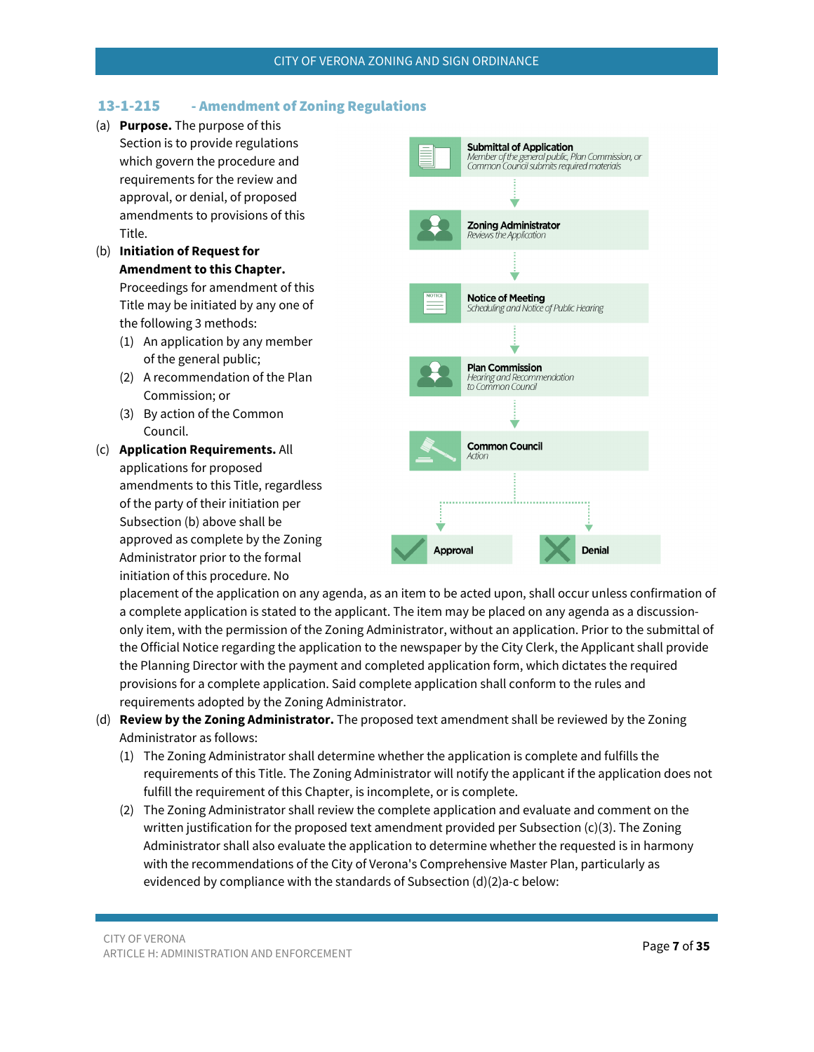## 13-1-215 - Amendment of Zoning Regulations

(a) **Purpose.** The purpose of this Section is to provide regulations which govern the procedure and requirements for the review and approval, or denial, of proposed amendments to provisions of this Title.

(b) **Initiation of Request for Amendment to this Chapter.** Proceedings for amendment of this Title may be initiated by any one of the following 3 methods:

  (1) An application by any member of the general public;

  (2) A recommendation of the Plan Commission; or

  (3) By action of the Common Council.

**Submittal of Application**
*Member of the general public, Plan Commission, or Common Council submits required materials*

↓

**Zoning Administrator**
*Reviews the Application*

↓

**Notice of Meeting**
*Scheduling and Notice of Public Hearing*

↓

**Plan Commission**
*Hearing and Recommendation to Common Council*

↓

**Common Council**
*Action*

↓

**Approval** | **Denial**

(c) **Application Requirements.** All applications for proposed amendments to this Title, regardless of the party of their initiation per Subsection (b) above shall be approved as complete by the Zoning Administrator prior to the formal initiation of this procedure. No placement of the application on any agenda, as an item to be acted upon, shall occur unless confirmation of a complete application is stated to the applicant. The item may be placed on any agenda as a discussion-only item, with the permission of the Zoning Administrator, without an application. Prior to the submittal of the Official Notice regarding the application to the newspaper by the City Clerk, the Applicant shall provide the Planning Director with the payment and completed application form, which dictates the required provisions for a complete application. Said complete application shall conform to the rules and requirements adopted by the Zoning Administrator.

(d) **Review by the Zoning Administrator.** The proposed text amendment shall be reviewed by the Zoning Administrator as follows:

  (1) The Zoning Administrator shall determine whether the application is complete and fulfills the requirements of this Title. The Zoning Administrator will notify the applicant if the application does not fulfill the requirement of this Chapter, is incomplete, or is complete.

  (2) The Zoning Administrator shall review the complete application and evaluate and comment on the written justification for the proposed text amendment provided per Subsection (c)(3). The Zoning Administrator shall also evaluate the application to determine whether the requested is in harmony with the recommendations of the City of Verona's Comprehensive Master Plan, particularly as evidenced by compliance with the standards of Subsection (d)(2)a-c below: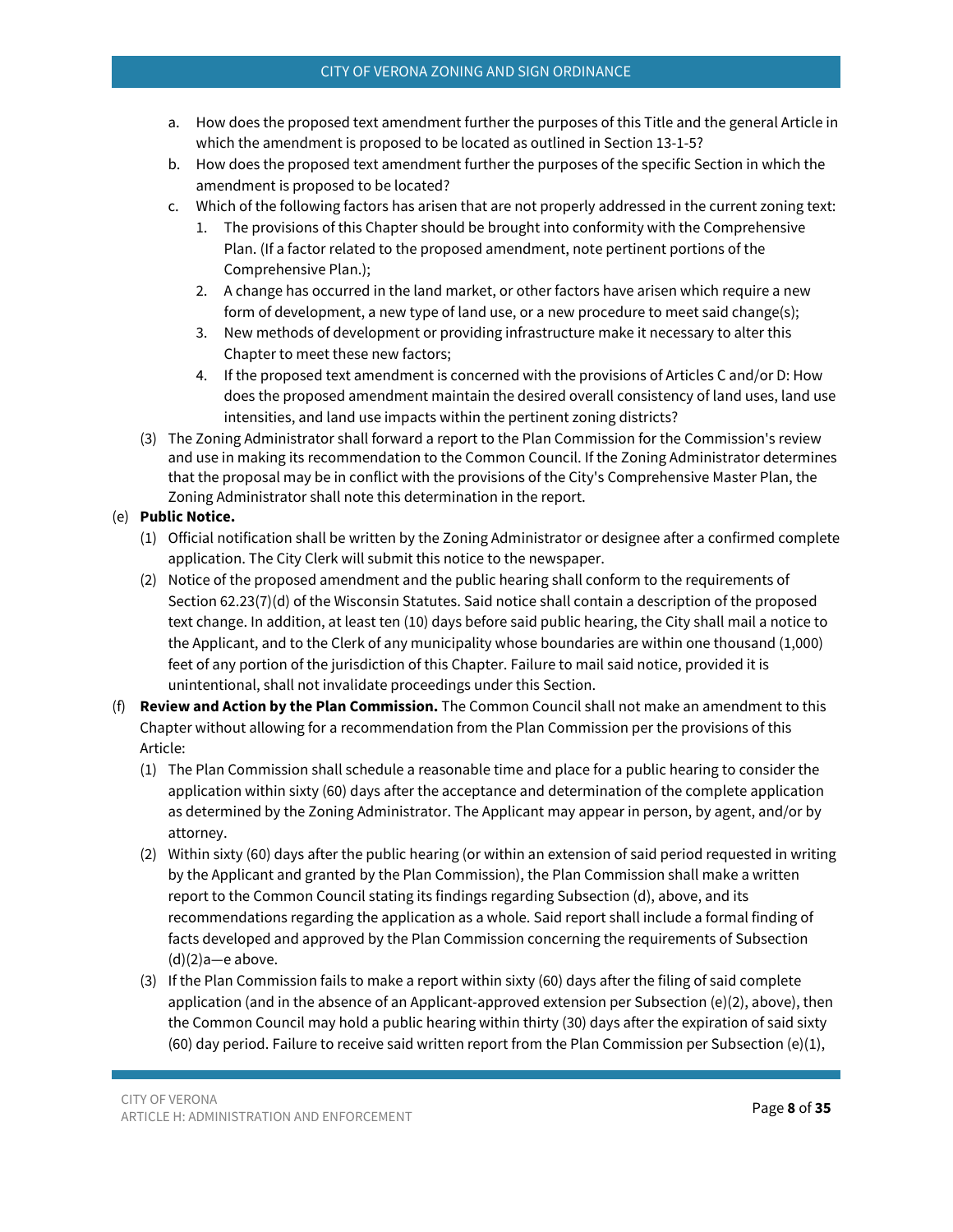a. How does the proposed text amendment further the purposes of this Title and the general Article in which the amendment is proposed to be located as outlined in Section 13-1-5?
b. How does the proposed text amendment further the purposes of the specific Section in which the amendment is proposed to be located?
c. Which of the following factors has arisen that are not properly addressed in the current zoning text:
    1. The provisions of this Chapter should be brought into conformity with the Comprehensive Plan. (If a factor related to the proposed amendment, note pertinent portions of the Comprehensive Plan.);
    2. A change has occurred in the land market, or other factors have arisen which require a new form of development, a new type of land use, or a new procedure to meet said change(s);
    3. New methods of development or providing infrastructure make it necessary to alter this Chapter to meet these new factors;
    4. If the proposed text amendment is concerned with the provisions of Articles C and/or D: How does the proposed amendment maintain the desired overall consistency of land uses, land use intensities, and land use impacts within the pertinent zoning districts?

(3) The Zoning Administrator shall forward a report to the Plan Commission for the Commission's review and use in making its recommendation to the Common Council. If the Zoning Administrator determines that the proposal may be in conflict with the provisions of the City's Comprehensive Master Plan, the Zoning Administrator shall note this determination in the report.

(e) **Public Notice.**

(1) Official notification shall be written by the Zoning Administrator or designee after a confirmed complete application. The City Clerk will submit this notice to the newspaper.

(2) Notice of the proposed amendment and the public hearing shall conform to the requirements of Section 62.23(7)(d) of the Wisconsin Statutes. Said notice shall contain a description of the proposed text change. In addition, at least ten (10) days before said public hearing, the City shall mail a notice to the Applicant, and to the Clerk of any municipality whose boundaries are within one thousand (1,000) feet of any portion of the jurisdiction of this Chapter. Failure to mail said notice, provided it is unintentional, shall not invalidate proceedings under this Section.

(f) **Review and Action by the Plan Commission.** The Common Council shall not make an amendment to this Chapter without allowing for a recommendation from the Plan Commission per the provisions of this Article:

(1) The Plan Commission shall schedule a reasonable time and place for a public hearing to consider the application within sixty (60) days after the acceptance and determination of the complete application as determined by the Zoning Administrator. The Applicant may appear in person, by agent, and/or by attorney.

(2) Within sixty (60) days after the public hearing (or within an extension of said period requested in writing by the Applicant and granted by the Plan Commission), the Plan Commission shall make a written report to the Common Council stating its findings regarding Subsection (d), above, and its recommendations regarding the application as a whole. Said report shall include a formal finding of facts developed and approved by the Plan Commission concerning the requirements of Subsection (d)(2)a—e above.

(3) If the Plan Commission fails to make a report within sixty (60) days after the filing of said complete application (and in the absence of an Applicant-approved extension per Subsection (e)(2), above), then the Common Council may hold a public hearing within thirty (30) days after the expiration of said sixty (60) day period. Failure to receive said written report from the Plan Commission per Subsection (e)(1),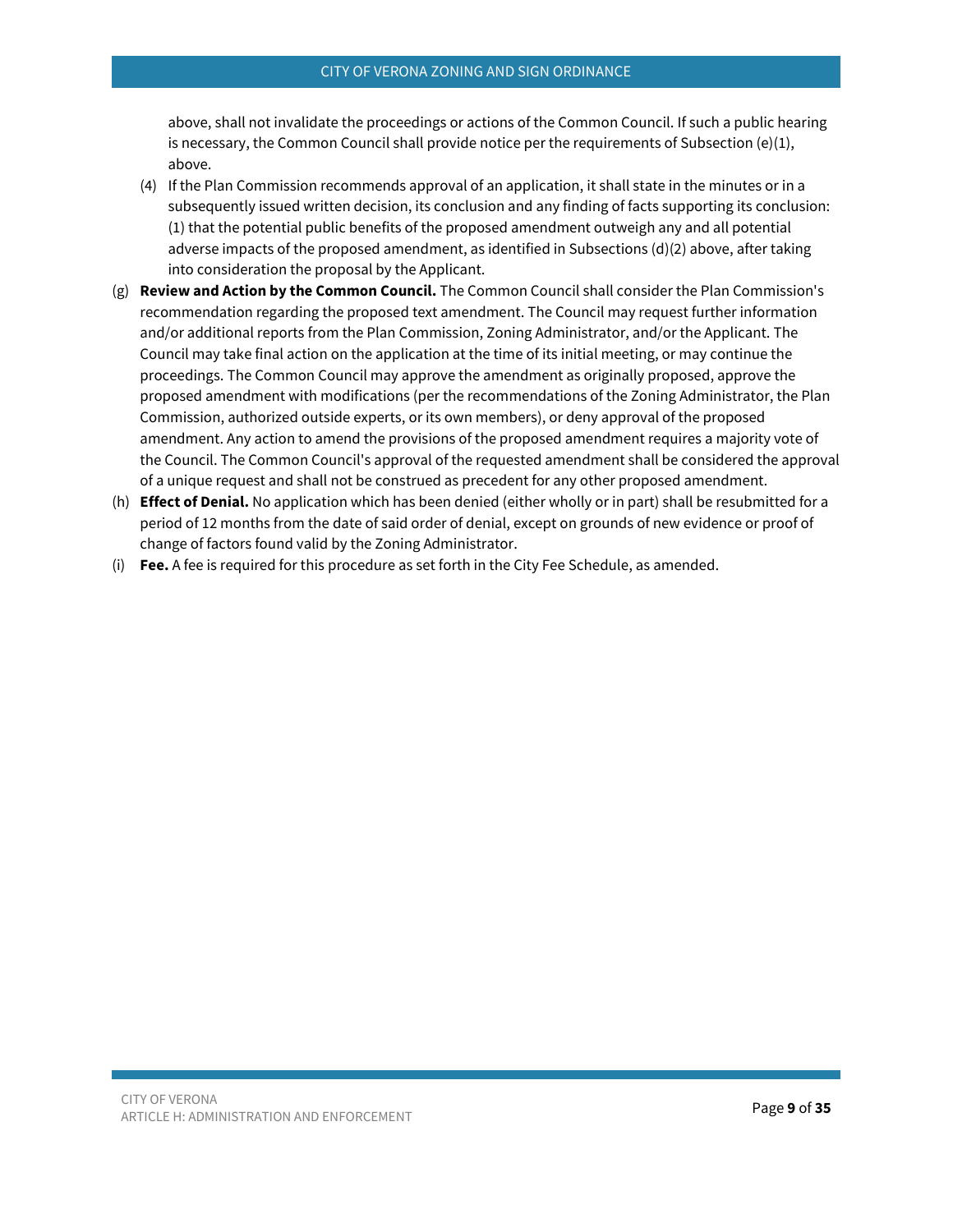above, shall not invalidate the proceedings or actions of the Common Council. If such a public hearing is necessary, the Common Council shall provide notice per the requirements of Subsection (e)(1), above.

(4) If the Plan Commission recommends approval of an application, it shall state in the minutes or in a subsequently issued written decision, its conclusion and any finding of facts supporting its conclusion: (1) that the potential public benefits of the proposed amendment outweigh any and all potential adverse impacts of the proposed amendment, as identified in Subsections (d)(2) above, after taking into consideration the proposal by the Applicant.

(g) **Review and Action by the Common Council.** The Common Council shall consider the Plan Commission's recommendation regarding the proposed text amendment. The Council may request further information and/or additional reports from the Plan Commission, Zoning Administrator, and/or the Applicant. The Council may take final action on the application at the time of its initial meeting, or may continue the proceedings. The Common Council may approve the amendment as originally proposed, approve the proposed amendment with modifications (per the recommendations of the Zoning Administrator, the Plan Commission, authorized outside experts, or its own members), or deny approval of the proposed amendment. Any action to amend the provisions of the proposed amendment requires a majority vote of the Council. The Common Council's approval of the requested amendment shall be considered the approval of a unique request and shall not be construed as precedent for any other proposed amendment.

(h) **Effect of Denial.** No application which has been denied (either wholly or in part) shall be resubmitted for a period of 12 months from the date of said order of denial, except on grounds of new evidence or proof of change of factors found valid by the Zoning Administrator.

(i) **Fee.** A fee is required for this procedure as set forth in the City Fee Schedule, as amended.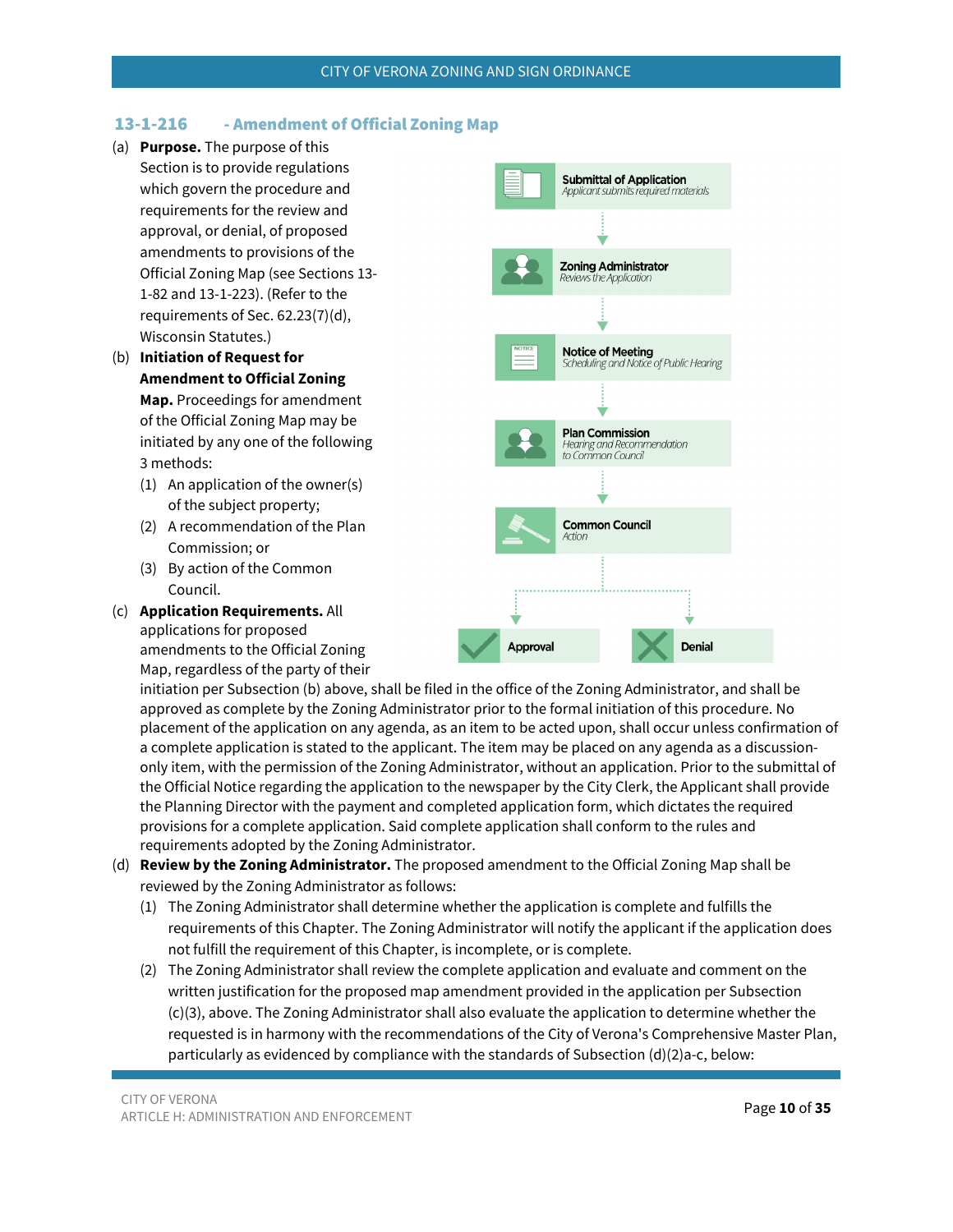## 13-1-216 - Amendment of Official Zoning Map

(a) **Purpose.** The purpose of this Section is to provide regulations which govern the procedure and requirements for the review and approval, or denial, of proposed amendments to provisions of the Official Zoning Map (see Sections 13-1-82 and 13-1-223). (Refer to the requirements of Sec. 62.23(7)(d), Wisconsin Statutes.)

(b) **Initiation of Request for Amendment to Official Zoning Map.** Proceedings for amendment of the Official Zoning Map may be initiated by any one of the following 3 methods:

- (1) An application of the owner(s) of the subject property;
- (2) A recommendation of the Plan Commission; or
- (3) By action of the Common Council.

**Submittal of Application**
*Applicant submits required materials*

**Zoning Administrator**
*Reviews the Application*

**Notice of Meeting**
*Scheduling and Notice of Public Hearing*

**Plan Commission**
*Hearing and Recommendation to Common Council*

**Common Council**
*Action*

**Approval** | **Denial**

(c) **Application Requirements.** All applications for proposed amendments to the Official Zoning Map, regardless of the party of their initiation per Subsection (b) above, shall be filed in the office of the Zoning Administrator, and shall be approved as complete by the Zoning Administrator prior to the formal initiation of this procedure. No placement of the application on any agenda, as an item to be acted upon, shall occur unless confirmation of a complete application is stated to the applicant. The item may be placed on any agenda as a discussion-only item, with the permission of the Zoning Administrator, without an application. Prior to the submittal of the Official Notice regarding the application to the newspaper by the City Clerk, the Applicant shall provide the Planning Director with the payment and completed application form, which dictates the required provisions for a complete application. Said complete application shall conform to the rules and requirements adopted by the Zoning Administrator.

(d) **Review by the Zoning Administrator.** The proposed amendment to the Official Zoning Map shall be reviewed by the Zoning Administrator as follows:

- (1) The Zoning Administrator shall determine whether the application is complete and fulfills the requirements of this Chapter. The Zoning Administrator will notify the applicant if the application does not fulfill the requirement of this Chapter, is incomplete, or is complete.
- (2) The Zoning Administrator shall review the complete application and evaluate and comment on the written justification for the proposed map amendment provided in the application per Subsection (c)(3), above. The Zoning Administrator shall also evaluate the application to determine whether the requested is in harmony with the recommendations of the City of Verona's Comprehensive Master Plan, particularly as evidenced by compliance with the standards of Subsection (d)(2)a-c, below: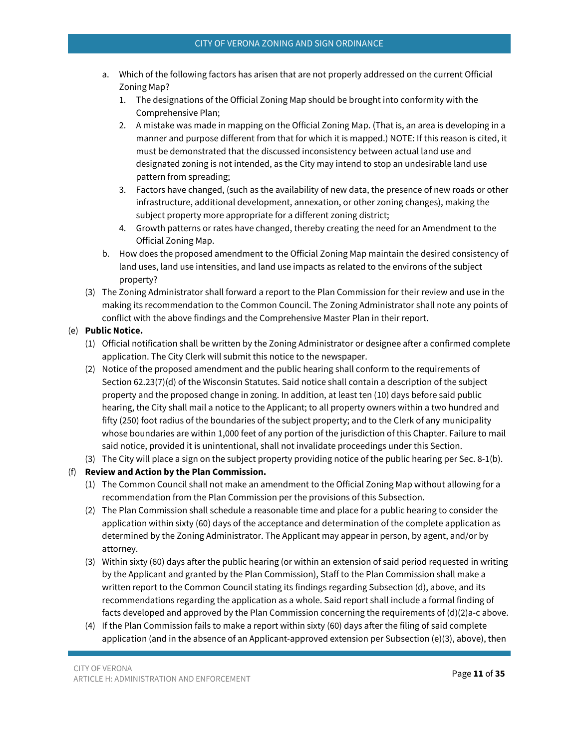a. Which of the following factors has arisen that are not properly addressed on the current Official Zoning Map?
   1. The designations of the Official Zoning Map should be brought into conformity with the Comprehensive Plan;
   2. A mistake was made in mapping on the Official Zoning Map. (That is, an area is developing in a manner and purpose different from that for which it is mapped.) NOTE: If this reason is cited, it must be demonstrated that the discussed inconsistency between actual land use and designated zoning is not intended, as the City may intend to stop an undesirable land use pattern from spreading;
   3. Factors have changed, (such as the availability of new data, the presence of new roads or other infrastructure, additional development, annexation, or other zoning changes), making the subject property more appropriate for a different zoning district;
   4. Growth patterns or rates have changed, thereby creating the need for an Amendment to the Official Zoning Map.

b. How does the proposed amendment to the Official Zoning Map maintain the desired consistency of land uses, land use intensities, and land use impacts as related to the environs of the subject property?

(3) The Zoning Administrator shall forward a report to the Plan Commission for their review and use in the making its recommendation to the Common Council. The Zoning Administrator shall note any points of conflict with the above findings and the Comprehensive Master Plan in their report.

(e) **Public Notice.**

(1) Official notification shall be written by the Zoning Administrator or designee after a confirmed complete application. The City Clerk will submit this notice to the newspaper.

(2) Notice of the proposed amendment and the public hearing shall conform to the requirements of Section 62.23(7)(d) of the Wisconsin Statutes. Said notice shall contain a description of the subject property and the proposed change in zoning. In addition, at least ten (10) days before said public hearing, the City shall mail a notice to the Applicant; to all property owners within a two hundred and fifty (250) foot radius of the boundaries of the subject property; and to the Clerk of any municipality whose boundaries are within 1,000 feet of any portion of the jurisdiction of this Chapter. Failure to mail said notice, provided it is unintentional, shall not invalidate proceedings under this Section.

(3) The City will place a sign on the subject property providing notice of the public hearing per Sec. 8-1(b).

(f) **Review and Action by the Plan Commission.**

(1) The Common Council shall not make an amendment to the Official Zoning Map without allowing for a recommendation from the Plan Commission per the provisions of this Subsection.

(2) The Plan Commission shall schedule a reasonable time and place for a public hearing to consider the application within sixty (60) days of the acceptance and determination of the complete application as determined by the Zoning Administrator. The Applicant may appear in person, by agent, and/or by attorney.

(3) Within sixty (60) days after the public hearing (or within an extension of said period requested in writing by the Applicant and granted by the Plan Commission), Staff to the Plan Commission shall make a written report to the Common Council stating its findings regarding Subsection (d), above, and its recommendations regarding the application as a whole. Said report shall include a formal finding of facts developed and approved by the Plan Commission concerning the requirements of (d)(2)a-c above.

(4) If the Plan Commission fails to make a report within sixty (60) days after the filing of said complete application (and in the absence of an Applicant-approved extension per Subsection (e)(3), above), then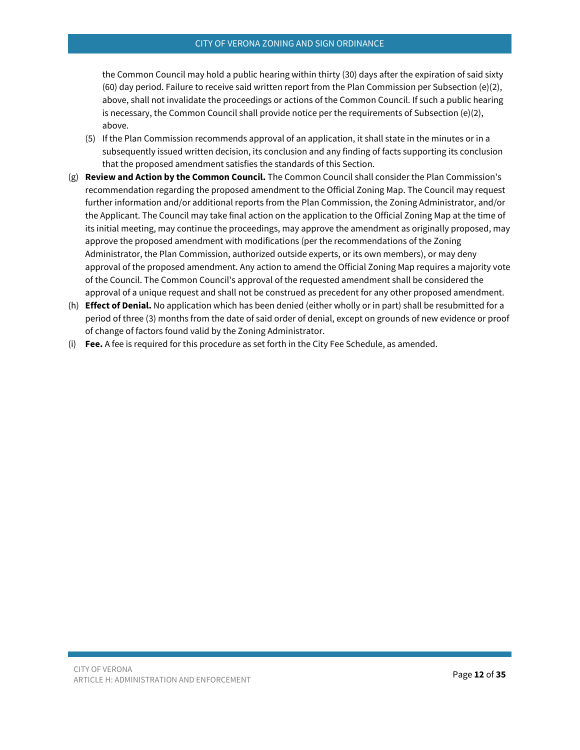the Common Council may hold a public hearing within thirty (30) days after the expiration of said sixty (60) day period. Failure to receive said written report from the Plan Commission per Subsection (e)(2), above, shall not invalidate the proceedings or actions of the Common Council. If such a public hearing is necessary, the Common Council shall provide notice per the requirements of Subsection (e)(2), above.

(5) If the Plan Commission recommends approval of an application, it shall state in the minutes or in a subsequently issued written decision, its conclusion and any finding of facts supporting its conclusion that the proposed amendment satisfies the standards of this Section.

(g) **Review and Action by the Common Council.** The Common Council shall consider the Plan Commission's recommendation regarding the proposed amendment to the Official Zoning Map. The Council may request further information and/or additional reports from the Plan Commission, the Zoning Administrator, and/or the Applicant. The Council may take final action on the application to the Official Zoning Map at the time of its initial meeting, may continue the proceedings, may approve the amendment as originally proposed, may approve the proposed amendment with modifications (per the recommendations of the Zoning Administrator, the Plan Commission, authorized outside experts, or its own members), or may deny approval of the proposed amendment. Any action to amend the Official Zoning Map requires a majority vote of the Council. The Common Council's approval of the requested amendment shall be considered the approval of a unique request and shall not be construed as precedent for any other proposed amendment.

(h) **Effect of Denial.** No application which has been denied (either wholly or in part) shall be resubmitted for a period of three (3) months from the date of said order of denial, except on grounds of new evidence or proof of change of factors found valid by the Zoning Administrator.

(i) **Fee.** A fee is required for this procedure as set forth in the City Fee Schedule, as amended.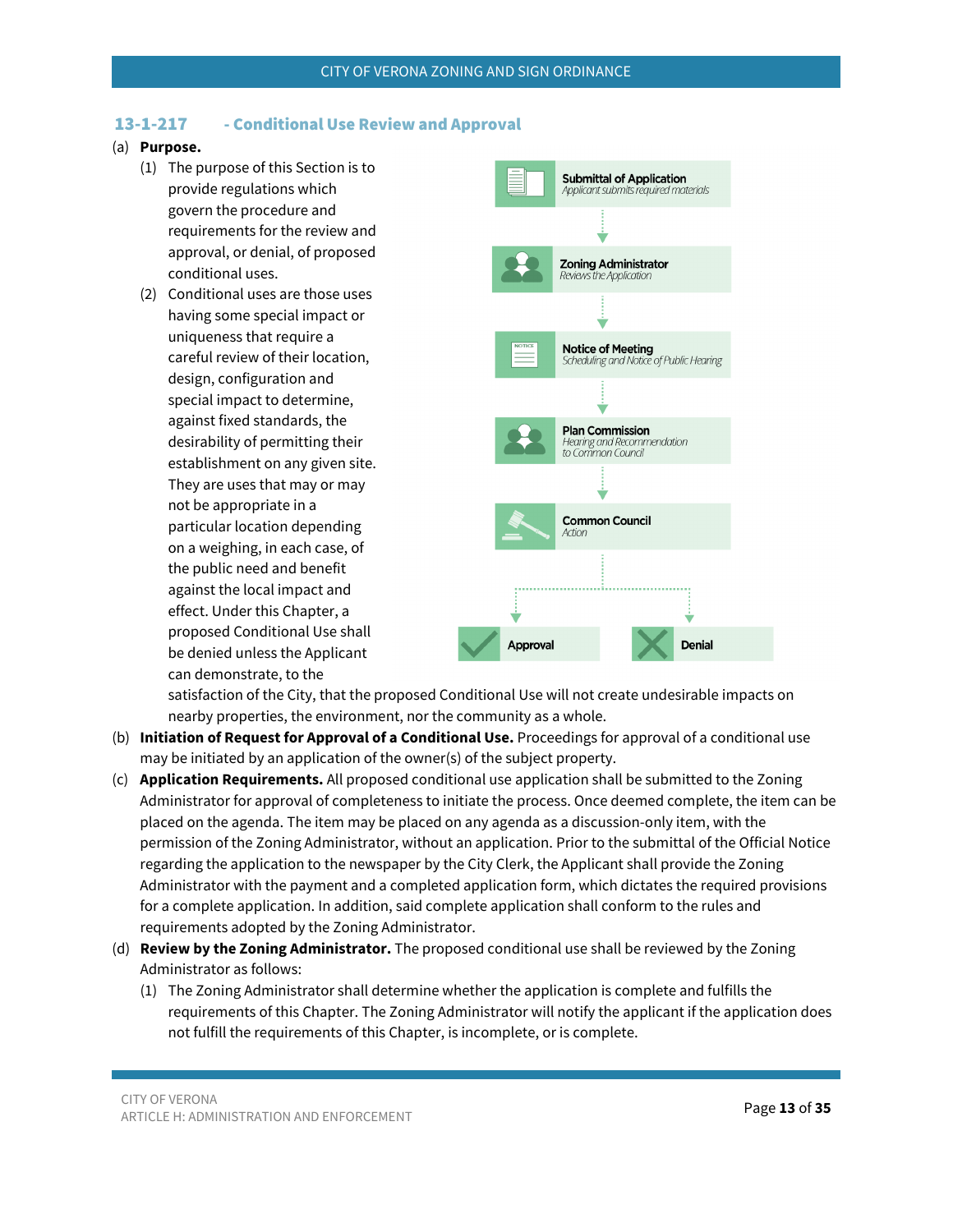## 13-1-217 - Conditional Use Review and Approval

(a) **Purpose.**

(1) The purpose of this Section is to provide regulations which govern the procedure and requirements for the review and approval, or denial, of proposed conditional uses.

(2) Conditional uses are those uses having some special impact or uniqueness that require a careful review of their location, design, configuration and special impact to determine, against fixed standards, the desirability of permitting their establishment on any given site. They are uses that may or may not be appropriate in a particular location depending on a weighing, in each case, of the public need and benefit against the local impact and effect. Under this Chapter, a proposed Conditional Use shall be denied unless the Applicant can demonstrate, to the satisfaction of the City, that the proposed Conditional Use will not create undesirable impacts on nearby properties, the environment, nor the community as a whole.

**Submittal of Application**
*Applicant submits required materials*

**Zoning Administrator**
*Reviews the Application*

**Notice of Meeting**
*Scheduling and Notice of Public Hearing*

**Plan Commission**
*Hearing and Recommendation to Common Council*

**Common Council**
*Action*

**Approval** | **Denial**

(b) **Initiation of Request for Approval of a Conditional Use.** Proceedings for approval of a conditional use may be initiated by an application of the owner(s) of the subject property.

(c) **Application Requirements.** All proposed conditional use application shall be submitted to the Zoning Administrator for approval of completeness to initiate the process. Once deemed complete, the item can be placed on the agenda. The item may be placed on any agenda as a discussion-only item, with the permission of the Zoning Administrator, without an application. Prior to the submittal of the Official Notice regarding the application to the newspaper by the City Clerk, the Applicant shall provide the Zoning Administrator with the payment and a completed application form, which dictates the required provisions for a complete application. In addition, said complete application shall conform to the rules and requirements adopted by the Zoning Administrator.

(d) **Review by the Zoning Administrator.** The proposed conditional use shall be reviewed by the Zoning Administrator as follows:

(1) The Zoning Administrator shall determine whether the application is complete and fulfills the requirements of this Chapter. The Zoning Administrator will notify the applicant if the application does not fulfill the requirements of this Chapter, is incomplete, or is complete.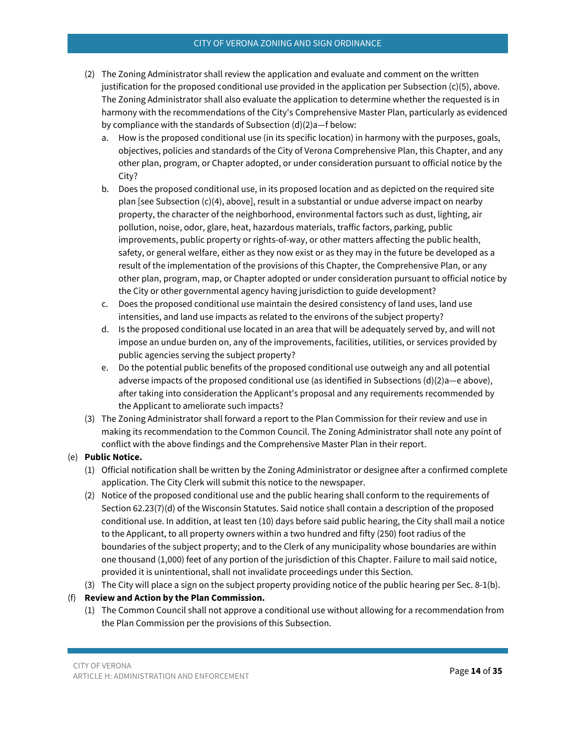(2) The Zoning Administrator shall review the application and evaluate and comment on the written justification for the proposed conditional use provided in the application per Subsection (c)(5), above. The Zoning Administrator shall also evaluate the application to determine whether the requested is in harmony with the recommendations of the City's Comprehensive Master Plan, particularly as evidenced by compliance with the standards of Subsection (d)(2)a—f below:

   a. How is the proposed conditional use (in its specific location) in harmony with the purposes, goals, objectives, policies and standards of the City of Verona Comprehensive Plan, this Chapter, and any other plan, program, or Chapter adopted, or under consideration pursuant to official notice by the City?

   b. Does the proposed conditional use, in its proposed location and as depicted on the required site plan [see Subsection (c)(4), above], result in a substantial or undue adverse impact on nearby property, the character of the neighborhood, environmental factors such as dust, lighting, air pollution, noise, odor, glare, heat, hazardous materials, traffic factors, parking, public improvements, public property or rights-of-way, or other matters affecting the public health, safety, or general welfare, either as they now exist or as they may in the future be developed as a result of the implementation of the provisions of this Chapter, the Comprehensive Plan, or any other plan, program, map, or Chapter adopted or under consideration pursuant to official notice by the City or other governmental agency having jurisdiction to guide development?

   c. Does the proposed conditional use maintain the desired consistency of land uses, land use intensities, and land use impacts as related to the environs of the subject property?

   d. Is the proposed conditional use located in an area that will be adequately served by, and will not impose an undue burden on, any of the improvements, facilities, utilities, or services provided by public agencies serving the subject property?

   e. Do the potential public benefits of the proposed conditional use outweigh any and all potential adverse impacts of the proposed conditional use (as identified in Subsections (d)(2)a—e above), after taking into consideration the Applicant's proposal and any requirements recommended by the Applicant to ameliorate such impacts?

(3) The Zoning Administrator shall forward a report to the Plan Commission for their review and use in making its recommendation to the Common Council. The Zoning Administrator shall note any point of conflict with the above findings and the Comprehensive Master Plan in their report.

(e) **Public Notice.**

(1) Official notification shall be written by the Zoning Administrator or designee after a confirmed complete application. The City Clerk will submit this notice to the newspaper.

(2) Notice of the proposed conditional use and the public hearing shall conform to the requirements of Section 62.23(7)(d) of the Wisconsin Statutes. Said notice shall contain a description of the proposed conditional use. In addition, at least ten (10) days before said public hearing, the City shall mail a notice to the Applicant, to all property owners within a two hundred and fifty (250) foot radius of the boundaries of the subject property; and to the Clerk of any municipality whose boundaries are within one thousand (1,000) feet of any portion of the jurisdiction of this Chapter. Failure to mail said notice, provided it is unintentional, shall not invalidate proceedings under this Section.

(3) The City will place a sign on the subject property providing notice of the public hearing per Sec. 8-1(b).

(f) **Review and Action by the Plan Commission.**

(1) The Common Council shall not approve a conditional use without allowing for a recommendation from the Plan Commission per the provisions of this Subsection.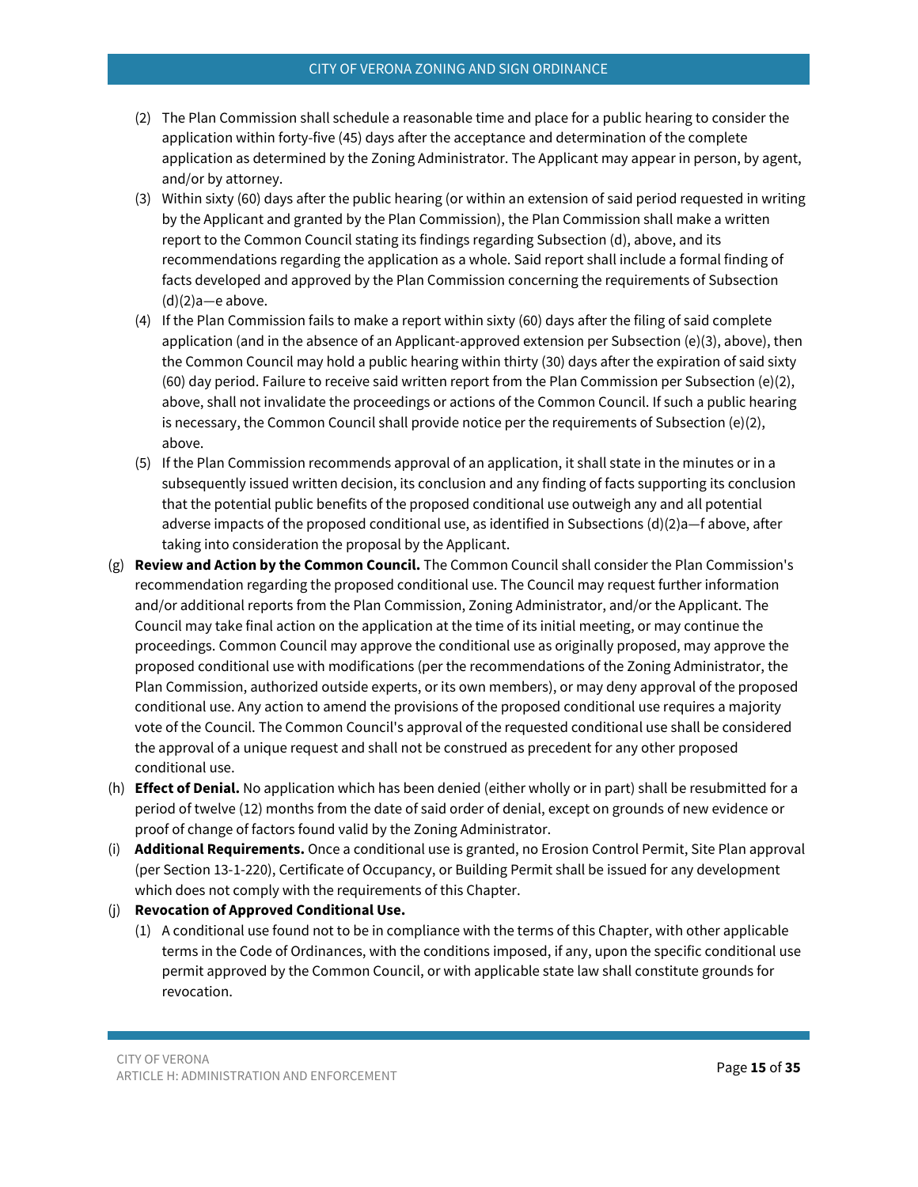(2) The Plan Commission shall schedule a reasonable time and place for a public hearing to consider the application within forty-five (45) days after the acceptance and determination of the complete application as determined by the Zoning Administrator. The Applicant may appear in person, by agent, and/or by attorney.

(3) Within sixty (60) days after the public hearing (or within an extension of said period requested in writing by the Applicant and granted by the Plan Commission), the Plan Commission shall make a written report to the Common Council stating its findings regarding Subsection (d), above, and its recommendations regarding the application as a whole. Said report shall include a formal finding of facts developed and approved by the Plan Commission concerning the requirements of Subsection (d)(2)a—e above.

(4) If the Plan Commission fails to make a report within sixty (60) days after the filing of said complete application (and in the absence of an Applicant-approved extension per Subsection (e)(3), above), then the Common Council may hold a public hearing within thirty (30) days after the expiration of said sixty (60) day period. Failure to receive said written report from the Plan Commission per Subsection (e)(2), above, shall not invalidate the proceedings or actions of the Common Council. If such a public hearing is necessary, the Common Council shall provide notice per the requirements of Subsection (e)(2), above.

(5) If the Plan Commission recommends approval of an application, it shall state in the minutes or in a subsequently issued written decision, its conclusion and any finding of facts supporting its conclusion that the potential public benefits of the proposed conditional use outweigh any and all potential adverse impacts of the proposed conditional use, as identified in Subsections (d)(2)a—f above, after taking into consideration the proposal by the Applicant.

(g) **Review and Action by the Common Council.** The Common Council shall consider the Plan Commission's recommendation regarding the proposed conditional use. The Council may request further information and/or additional reports from the Plan Commission, Zoning Administrator, and/or the Applicant. The Council may take final action on the application at the time of its initial meeting, or may continue the proceedings. Common Council may approve the conditional use as originally proposed, may approve the proposed conditional use with modifications (per the recommendations of the Zoning Administrator, the Plan Commission, authorized outside experts, or its own members), or may deny approval of the proposed conditional use. Any action to amend the provisions of the proposed conditional use requires a majority vote of the Council. The Common Council's approval of the requested conditional use shall be considered the approval of a unique request and shall not be construed as precedent for any other proposed conditional use.

(h) **Effect of Denial.** No application which has been denied (either wholly or in part) shall be resubmitted for a period of twelve (12) months from the date of said order of denial, except on grounds of new evidence or proof of change of factors found valid by the Zoning Administrator.

(i) **Additional Requirements.** Once a conditional use is granted, no Erosion Control Permit, Site Plan approval (per Section 13-1-220), Certificate of Occupancy, or Building Permit shall be issued for any development which does not comply with the requirements of this Chapter.

(j) **Revocation of Approved Conditional Use.**

(1) A conditional use found not to be in compliance with the terms of this Chapter, with other applicable terms in the Code of Ordinances, with the conditions imposed, if any, upon the specific conditional use permit approved by the Common Council, or with applicable state law shall constitute grounds for revocation.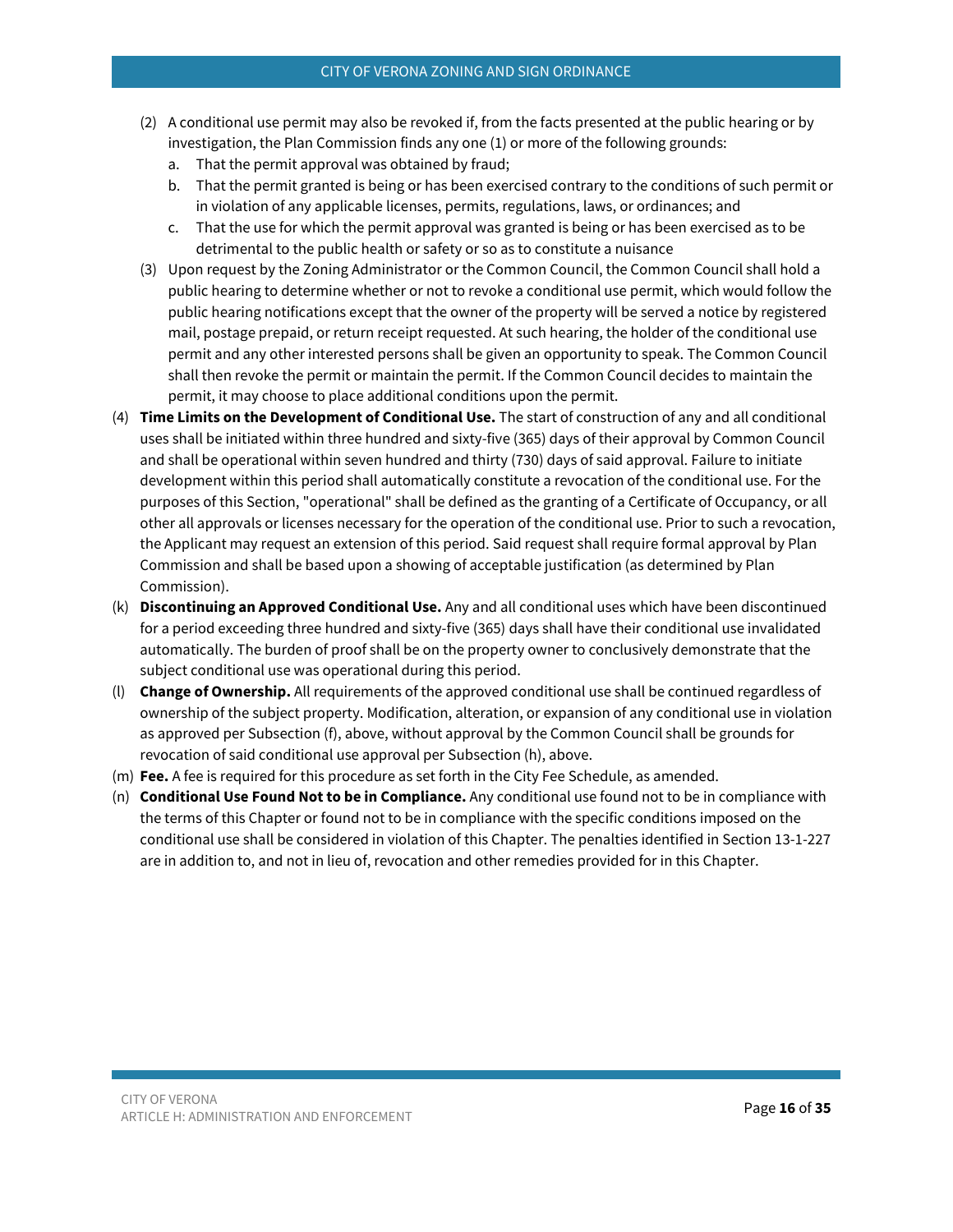(2) A conditional use permit may also be revoked if, from the facts presented at the public hearing or by investigation, the Plan Commission finds any one (1) or more of the following grounds:

   a. That the permit approval was obtained by fraud;

   b. That the permit granted is being or has been exercised contrary to the conditions of such permit or in violation of any applicable licenses, permits, regulations, laws, or ordinances; and

   c. That the use for which the permit approval was granted is being or has been exercised as to be detrimental to the public health or safety or so as to constitute a nuisance

(3) Upon request by the Zoning Administrator or the Common Council, the Common Council shall hold a public hearing to determine whether or not to revoke a conditional use permit, which would follow the public hearing notifications except that the owner of the property will be served a notice by registered mail, postage prepaid, or return receipt requested. At such hearing, the holder of the conditional use permit and any other interested persons shall be given an opportunity to speak. The Common Council shall then revoke the permit or maintain the permit. If the Common Council decides to maintain the permit, it may choose to place additional conditions upon the permit.

(4) **Time Limits on the Development of Conditional Use.** The start of construction of any and all conditional uses shall be initiated within three hundred and sixty-five (365) days of their approval by Common Council and shall be operational within seven hundred and thirty (730) days of said approval. Failure to initiate development within this period shall automatically constitute a revocation of the conditional use. For the purposes of this Section, "operational" shall be defined as the granting of a Certificate of Occupancy, or all other all approvals or licenses necessary for the operation of the conditional use. Prior to such a revocation, the Applicant may request an extension of this period. Said request shall require formal approval by Plan Commission and shall be based upon a showing of acceptable justification (as determined by Plan Commission).

(k) **Discontinuing an Approved Conditional Use.** Any and all conditional uses which have been discontinued for a period exceeding three hundred and sixty-five (365) days shall have their conditional use invalidated automatically. The burden of proof shall be on the property owner to conclusively demonstrate that the subject conditional use was operational during this period.

(l) **Change of Ownership.** All requirements of the approved conditional use shall be continued regardless of ownership of the subject property. Modification, alteration, or expansion of any conditional use in violation as approved per Subsection (f), above, without approval by the Common Council shall be grounds for revocation of said conditional use approval per Subsection (h), above.

(m) **Fee.** A fee is required for this procedure as set forth in the City Fee Schedule, as amended.

(n) **Conditional Use Found Not to be in Compliance.** Any conditional use found not to be in compliance with the terms of this Chapter or found not to be in compliance with the specific conditions imposed on the conditional use shall be considered in violation of this Chapter. The penalties identified in Section 13-1-227 are in addition to, and not in lieu of, revocation and other remedies provided for in this Chapter.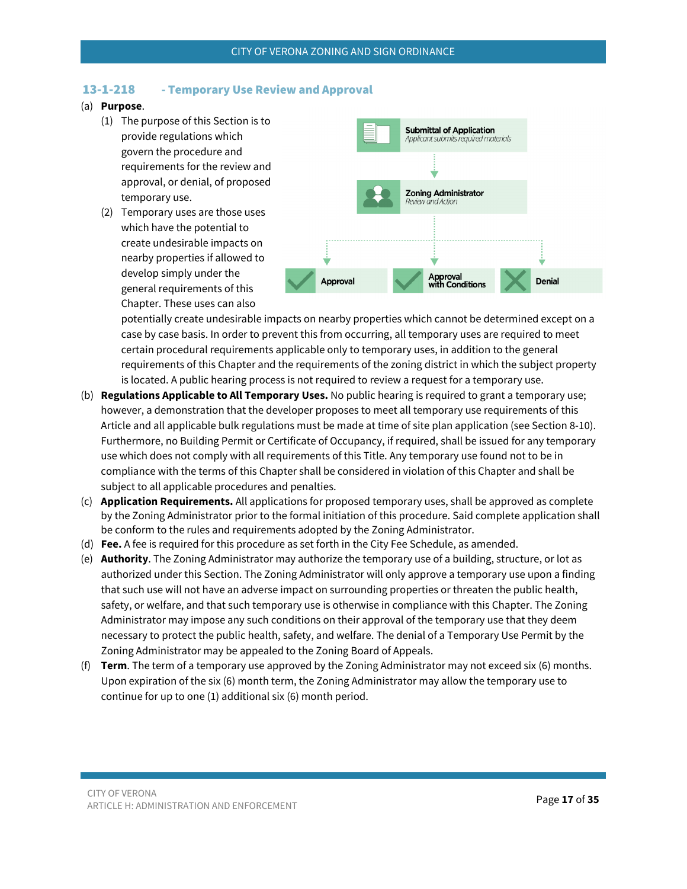## 13-1-218 - Temporary Use Review and Approval

(a) **Purpose**.

(1) The purpose of this Section is to provide regulations which govern the procedure and requirements for the review and approval, or denial, of proposed temporary use.

(2) Temporary uses are those uses which have the potential to create undesirable impacts on nearby properties if allowed to develop simply under the general requirements of this Chapter. These uses can also potentially create undesirable impacts on nearby properties which cannot be determined except on a case by case basis. In order to prevent this from occurring, all temporary uses are required to meet certain procedural requirements applicable only to temporary uses, in addition to the general requirements of this Chapter and the requirements of the zoning district in which the subject property is located. A public hearing process is not required to review a request for a temporary use.

**Submittal of Application**
*Applicant submits required materials*

**Zoning Administrator**
*Review and Action*

**Approval** | **Approval with Conditions** | **Denial**

(b) **Regulations Applicable to All Temporary Uses.** No public hearing is required to grant a temporary use; however, a demonstration that the developer proposes to meet all temporary use requirements of this Article and all applicable bulk regulations must be made at time of site plan application (see Section 8-10). Furthermore, no Building Permit or Certificate of Occupancy, if required, shall be issued for any temporary use which does not comply with all requirements of this Title. Any temporary use found not to be in compliance with the terms of this Chapter shall be considered in violation of this Chapter and shall be subject to all applicable procedures and penalties.

(c) **Application Requirements.** All applications for proposed temporary uses, shall be approved as complete by the Zoning Administrator prior to the formal initiation of this procedure. Said complete application shall be conform to the rules and requirements adopted by the Zoning Administrator.

(d) **Fee.** A fee is required for this procedure as set forth in the City Fee Schedule, as amended.

(e) **Authority**. The Zoning Administrator may authorize the temporary use of a building, structure, or lot as authorized under this Section. The Zoning Administrator will only approve a temporary use upon a finding that such use will not have an adverse impact on surrounding properties or threaten the public health, safety, or welfare, and that such temporary use is otherwise in compliance with this Chapter. The Zoning Administrator may impose any such conditions on their approval of the temporary use that they deem necessary to protect the public health, safety, and welfare. The denial of a Temporary Use Permit by the Zoning Administrator may be appealed to the Zoning Board of Appeals.

(f) **Term**. The term of a temporary use approved by the Zoning Administrator may not exceed six (6) months. Upon expiration of the six (6) month term, the Zoning Administrator may allow the temporary use to continue for up to one (1) additional six (6) month period.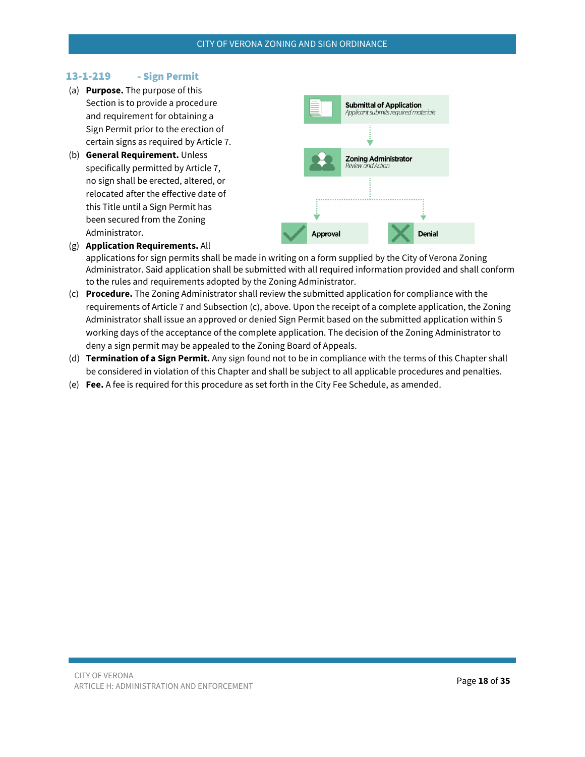### 13-1-219 - Sign Permit

(a) **Purpose.** The purpose of this Section is to provide a procedure and requirement for obtaining a Sign Permit prior to the erection of certain signs as required by Article 7.

(b) **General Requirement.** Unless specifically permitted by Article 7, no sign shall be erected, altered, or relocated after the effective date of this Title until a Sign Permit has been secured from the Zoning Administrator.

Submittal of Application
*Applicant submits required materials*

Zoning Administrator
*Review and Action*

Approval

Denial

(g) **Application Requirements.** All applications for sign permits shall be made in writing on a form supplied by the City of Verona Zoning Administrator. Said application shall be submitted with all required information provided and shall conform to the rules and requirements adopted by the Zoning Administrator.

(c) **Procedure.** The Zoning Administrator shall review the submitted application for compliance with the requirements of Article 7 and Subsection (c), above. Upon the receipt of a complete application, the Zoning Administrator shall issue an approved or denied Sign Permit based on the submitted application within 5 working days of the acceptance of the complete application. The decision of the Zoning Administrator to deny a sign permit may be appealed to the Zoning Board of Appeals.

(d) **Termination of a Sign Permit.** Any sign found not to be in compliance with the terms of this Chapter shall be considered in violation of this Chapter and shall be subject to all applicable procedures and penalties.

(e) **Fee.** A fee is required for this procedure as set forth in the City Fee Schedule, as amended.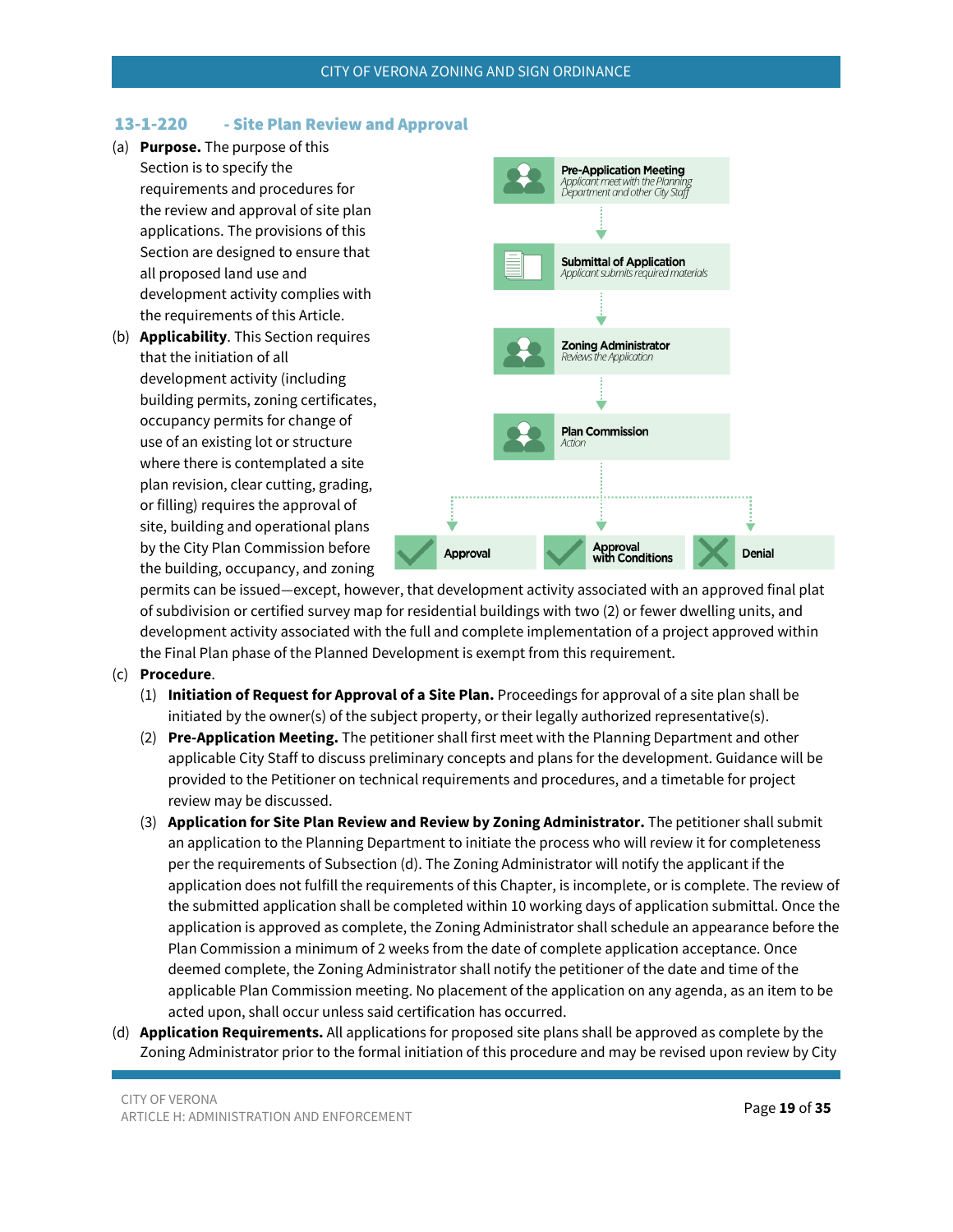## 13-1-220 - Site Plan Review and Approval

(a) **Purpose.** The purpose of this Section is to specify the requirements and procedures for the review and approval of site plan applications. The provisions of this Section are designed to ensure that all proposed land use and development activity complies with the requirements of this Article.

(b) **Applicability**. This Section requires that the initiation of all development activity (including building permits, zoning certificates, occupancy permits for change of use of an existing lot or structure where there is contemplated a site plan revision, clear cutting, grading, or filling) requires the approval of site, building and operational plans by the City Plan Commission before the building, occupancy, and zoning permits can be issued—except, however, that development activity associated with an approved final plat of subdivision or certified survey map for residential buildings with two (2) or fewer dwelling units, and development activity associated with the full and complete implementation of a project approved within the Final Plan phase of the Planned Development is exempt from this requirement.

**Pre-Application Meeting**
*Applicant meet with the Planning Department and other City Staff*

**Submittal of Application**
*Applicant submits required materials*

**Zoning Administrator**
*Reviews the Application*

**Plan Commission**
*Action*

**Approval** | **Approval with Conditions** | **Denial**

(c) **Procedure**.

(1) **Initiation of Request for Approval of a Site Plan.** Proceedings for approval of a site plan shall be initiated by the owner(s) of the subject property, or their legally authorized representative(s).

(2) **Pre-Application Meeting.** The petitioner shall first meet with the Planning Department and other applicable City Staff to discuss preliminary concepts and plans for the development. Guidance will be provided to the Petitioner on technical requirements and procedures, and a timetable for project review may be discussed.

(3) **Application for Site Plan Review and Review by Zoning Administrator.** The petitioner shall submit an application to the Planning Department to initiate the process who will review it for completeness per the requirements of Subsection (d). The Zoning Administrator will notify the applicant if the application does not fulfill the requirements of this Chapter, is incomplete, or is complete. The review of the submitted application shall be completed within 10 working days of application submittal. Once the application is approved as complete, the Zoning Administrator shall schedule an appearance before the Plan Commission a minimum of 2 weeks from the date of complete application acceptance. Once deemed complete, the Zoning Administrator shall notify the petitioner of the date and time of the applicable Plan Commission meeting. No placement of the application on any agenda, as an item to be acted upon, shall occur unless said certification has occurred.

(d) **Application Requirements.** All applications for proposed site plans shall be approved as complete by the Zoning Administrator prior to the formal initiation of this procedure and may be revised upon review by City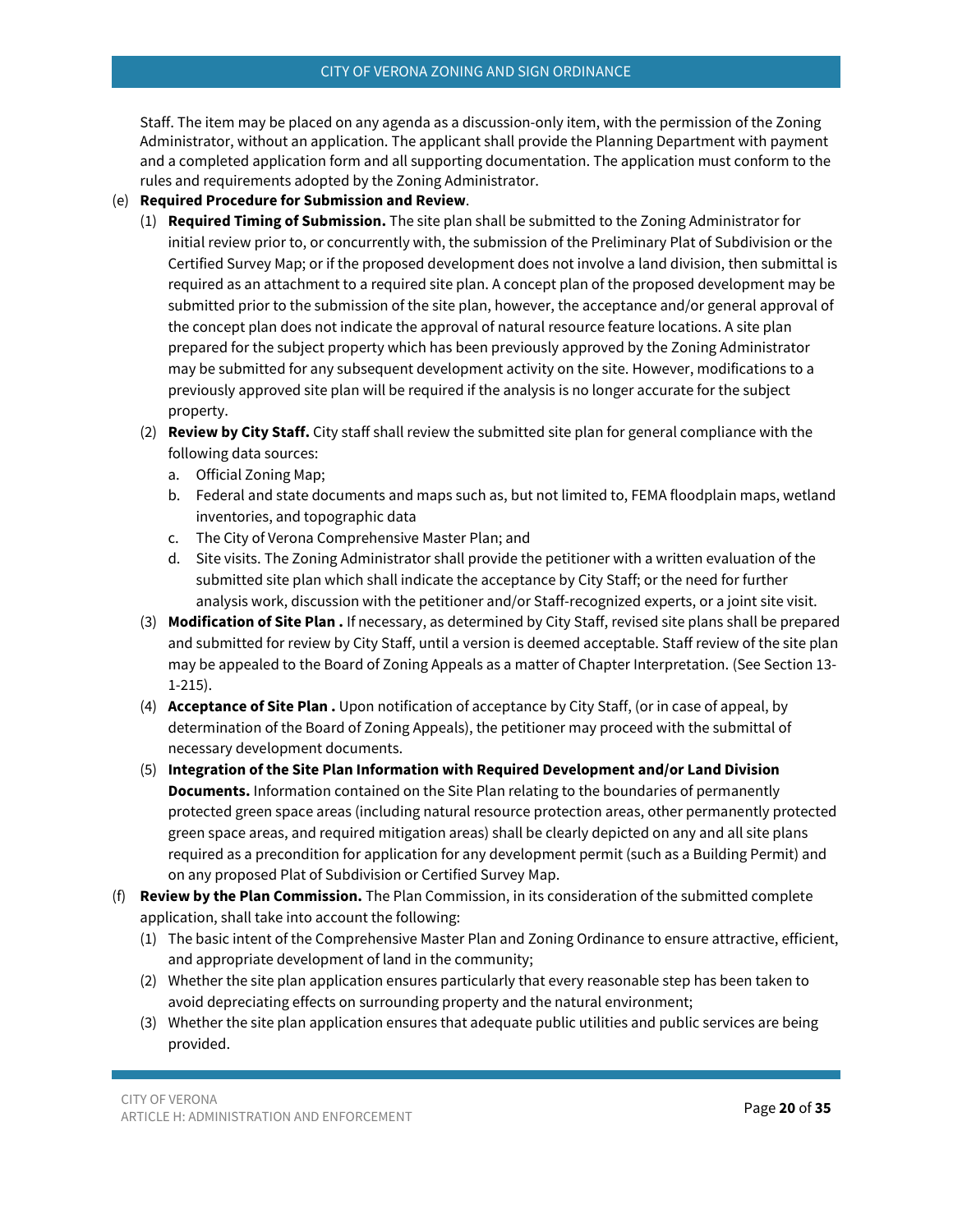Staff. The item may be placed on any agenda as a discussion-only item, with the permission of the Zoning Administrator, without an application. The applicant shall provide the Planning Department with payment and a completed application form and all supporting documentation. The application must conform to the rules and requirements adopted by the Zoning Administrator.

(e) **Required Procedure for Submission and Review**.

(1) **Required Timing of Submission.** The site plan shall be submitted to the Zoning Administrator for initial review prior to, or concurrently with, the submission of the Preliminary Plat of Subdivision or the Certified Survey Map; or if the proposed development does not involve a land division, then submittal is required as an attachment to a required site plan. A concept plan of the proposed development may be submitted prior to the submission of the site plan, however, the acceptance and/or general approval of the concept plan does not indicate the approval of natural resource feature locations. A site plan prepared for the subject property which has been previously approved by the Zoning Administrator may be submitted for any subsequent development activity on the site. However, modifications to a previously approved site plan will be required if the analysis is no longer accurate for the subject property.

(2) **Review by City Staff.** City staff shall review the submitted site plan for general compliance with the following data sources:

a. Official Zoning Map;

b. Federal and state documents and maps such as, but not limited to, FEMA floodplain maps, wetland inventories, and topographic data

c. The City of Verona Comprehensive Master Plan; and

d. Site visits. The Zoning Administrator shall provide the petitioner with a written evaluation of the submitted site plan which shall indicate the acceptance by City Staff; or the need for further analysis work, discussion with the petitioner and/or Staff-recognized experts, or a joint site visit.

(3) **Modification of Site Plan .** If necessary, as determined by City Staff, revised site plans shall be prepared and submitted for review by City Staff, until a version is deemed acceptable. Staff review of the site plan may be appealed to the Board of Zoning Appeals as a matter of Chapter Interpretation. (See Section 13-1-215).

(4) **Acceptance of Site Plan .** Upon notification of acceptance by City Staff, (or in case of appeal, by determination of the Board of Zoning Appeals), the petitioner may proceed with the submittal of necessary development documents.

(5) **Integration of the Site Plan Information with Required Development and/or Land Division Documents.** Information contained on the Site Plan relating to the boundaries of permanently protected green space areas (including natural resource protection areas, other permanently protected green space areas, and required mitigation areas) shall be clearly depicted on any and all site plans required as a precondition for application for any development permit (such as a Building Permit) and on any proposed Plat of Subdivision or Certified Survey Map.

(f) **Review by the Plan Commission.** The Plan Commission, in its consideration of the submitted complete application, shall take into account the following:

(1) The basic intent of the Comprehensive Master Plan and Zoning Ordinance to ensure attractive, efficient, and appropriate development of land in the community;

(2) Whether the site plan application ensures particularly that every reasonable step has been taken to avoid depreciating effects on surrounding property and the natural environment;

(3) Whether the site plan application ensures that adequate public utilities and public services are being provided.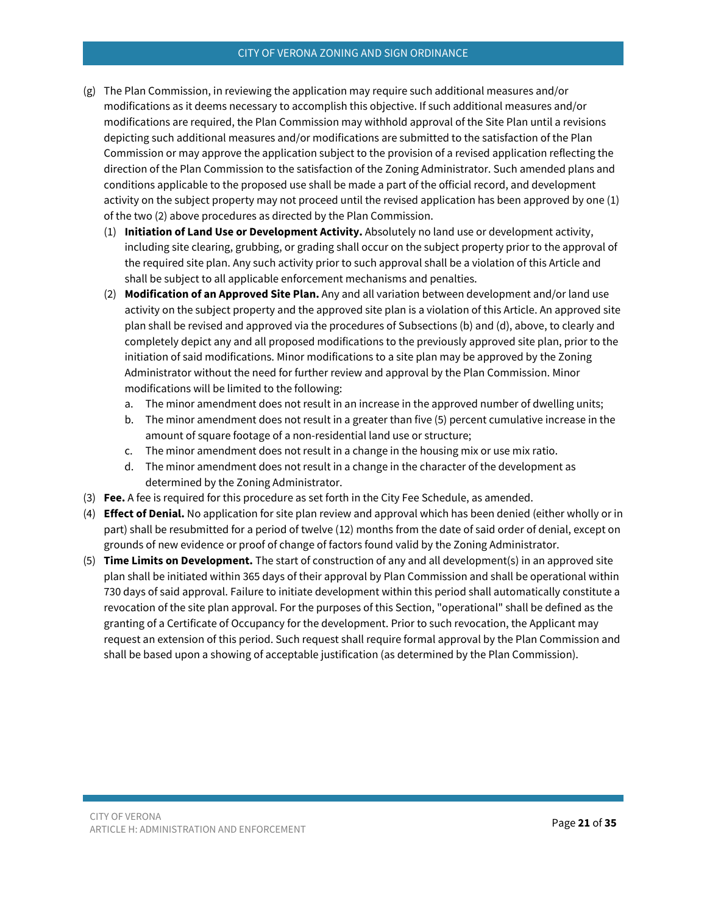(g) The Plan Commission, in reviewing the application may require such additional measures and/or modifications as it deems necessary to accomplish this objective. If such additional measures and/or modifications are required, the Plan Commission may withhold approval of the Site Plan until a revisions depicting such additional measures and/or modifications are submitted to the satisfaction of the Plan Commission or may approve the application subject to the provision of a revised application reflecting the direction of the Plan Commission to the satisfaction of the Zoning Administrator. Such amended plans and conditions applicable to the proposed use shall be made a part of the official record, and development activity on the subject property may not proceed until the revised application has been approved by one (1) of the two (2) above procedures as directed by the Plan Commission.

   (1) **Initiation of Land Use or Development Activity.** Absolutely no land use or development activity, including site clearing, grubbing, or grading shall occur on the subject property prior to the approval of the required site plan. Any such activity prior to such approval shall be a violation of this Article and shall be subject to all applicable enforcement mechanisms and penalties.

   (2) **Modification of an Approved Site Plan.** Any and all variation between development and/or land use activity on the subject property and the approved site plan is a violation of this Article. An approved site plan shall be revised and approved via the procedures of Subsections (b) and (d), above, to clearly and completely depict any and all proposed modifications to the previously approved site plan, prior to the initiation of said modifications. Minor modifications to a site plan may be approved by the Zoning Administrator without the need for further review and approval by the Plan Commission. Minor modifications will be limited to the following:

      a. The minor amendment does not result in an increase in the approved number of dwelling units;

      b. The minor amendment does not result in a greater than five (5) percent cumulative increase in the amount of square footage of a non-residential land use or structure;

      c. The minor amendment does not result in a change in the housing mix or use mix ratio.

      d. The minor amendment does not result in a change in the character of the development as determined by the Zoning Administrator.

(3) **Fee.** A fee is required for this procedure as set forth in the City Fee Schedule, as amended.

(4) **Effect of Denial.** No application for site plan review and approval which has been denied (either wholly or in part) shall be resubmitted for a period of twelve (12) months from the date of said order of denial, except on grounds of new evidence or proof of change of factors found valid by the Zoning Administrator.

(5) **Time Limits on Development.** The start of construction of any and all development(s) in an approved site plan shall be initiated within 365 days of their approval by Plan Commission and shall be operational within 730 days of said approval. Failure to initiate development within this period shall automatically constitute a revocation of the site plan approval. For the purposes of this Section, "operational" shall be defined as the granting of a Certificate of Occupancy for the development. Prior to such revocation, the Applicant may request an extension of this period. Such request shall require formal approval by the Plan Commission and shall be based upon a showing of acceptable justification (as determined by the Plan Commission).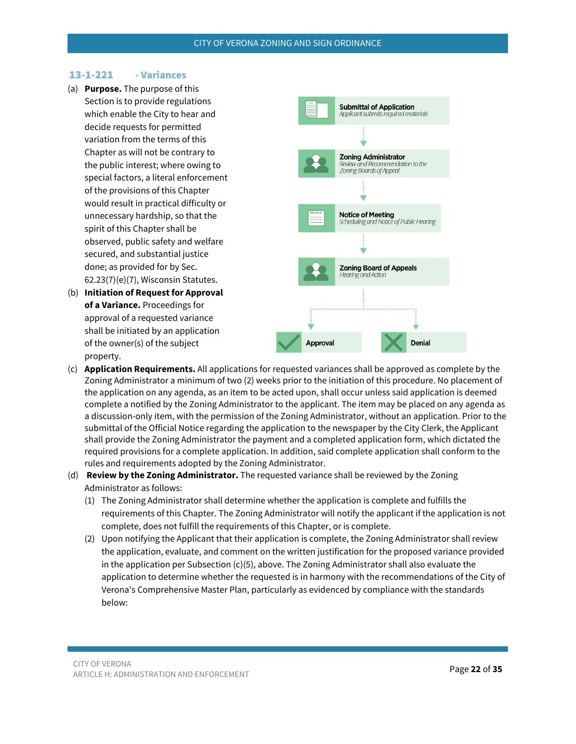## 13-1-221 - Variances

(a) **Purpose.** The purpose of this Section is to provide regulations which enable the City to hear and decide requests for permitted variation from the terms of this Chapter as will not be contrary to the public interest; where owing to special factors, a literal enforcement of the provisions of this Chapter would result in practical difficulty or unnecessary hardship, so that the spirit of this Chapter shall be observed, public safety and welfare secured, and substantial justice done; as provided for by Sec. 62.23(7)(e)(7), Wisconsin Statutes.

(b) **Initiation of Request for Approval of a Variance.** Proceedings for approval of a requested variance shall be initiated by an application of the owner(s) of the subject property.

**Submittal of Application**
*Applicant submits required materials*

**Zoning Administrator**
*Review and Recommendation to the Zoning Boards of Appeal*

**Notice of Meeting**
*Scheduling and Notice of Public Hearing*

**Zoning Board of Appeals**
*Hearing and Action*

**Approval** | **Denial**

(c) **Application Requirements.** All applications for requested variances shall be approved as complete by the Zoning Administrator a minimum of two (2) weeks prior to the initiation of this procedure. No placement of the application on any agenda, as an item to be acted upon, shall occur unless said application is deemed complete a notified by the Zoning Administrator to the applicant. The item may be placed on any agenda as a discussion-only item, with the permission of the Zoning Administrator, without an application. Prior to the submittal of the Official Notice regarding the application to the newspaper by the City Clerk, the Applicant shall provide the Zoning Administrator the payment and a completed application form, which dictated the required provisions for a complete application. In addition, said complete application shall conform to the rules and requirements adopted by the Zoning Administrator.

(d) **Review by the Zoning Administrator.** The requested variance shall be reviewed by the Zoning Administrator as follows:

   (1) The Zoning Administrator shall determine whether the application is complete and fulfills the requirements of this Chapter. The Zoning Administrator will notify the applicant if the application is not complete, does not fulfill the requirements of this Chapter, or is complete.

   (2) Upon notifying the Applicant that their application is complete, the Zoning Administrator shall review the application, evaluate, and comment on the written justification for the proposed variance provided in the application per Subsection (c)(5), above. The Zoning Administrator shall also evaluate the application to determine whether the requested is in harmony with the recommendations of the City of Verona's Comprehensive Master Plan, particularly as evidenced by compliance with the standards below: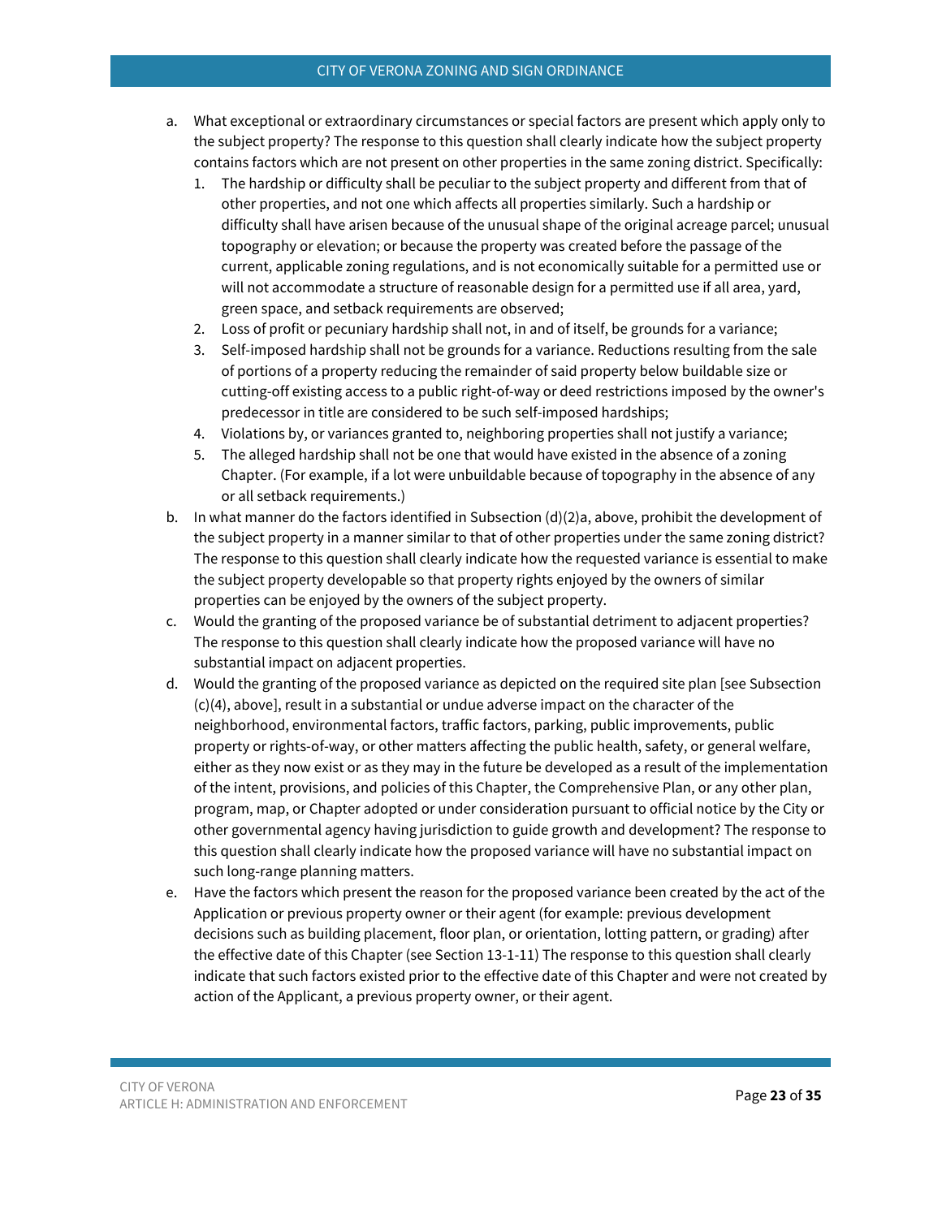a. What exceptional or extraordinary circumstances or special factors are present which apply only to the subject property? The response to this question shall clearly indicate how the subject property contains factors which are not present on other properties in the same zoning district. Specifically:
    1. The hardship or difficulty shall be peculiar to the subject property and different from that of other properties, and not one which affects all properties similarly. Such a hardship or difficulty shall have arisen because of the unusual shape of the original acreage parcel; unusual topography or elevation; or because the property was created before the passage of the current, applicable zoning regulations, and is not economically suitable for a permitted use or will not accommodate a structure of reasonable design for a permitted use if all area, yard, green space, and setback requirements are observed;
    2. Loss of profit or pecuniary hardship shall not, in and of itself, be grounds for a variance;
    3. Self-imposed hardship shall not be grounds for a variance. Reductions resulting from the sale of portions of a property reducing the remainder of said property below buildable size or cutting-off existing access to a public right-of-way or deed restrictions imposed by the owner's predecessor in title are considered to be such self-imposed hardships;
    4. Violations by, or variances granted to, neighboring properties shall not justify a variance;
    5. The alleged hardship shall not be one that would have existed in the absence of a zoning Chapter. (For example, if a lot were unbuildable because of topography in the absence of any or all setback requirements.)
b. In what manner do the factors identified in Subsection (d)(2)a, above, prohibit the development of the subject property in a manner similar to that of other properties under the same zoning district? The response to this question shall clearly indicate how the requested variance is essential to make the subject property developable so that property rights enjoyed by the owners of similar properties can be enjoyed by the owners of the subject property.
c. Would the granting of the proposed variance be of substantial detriment to adjacent properties? The response to this question shall clearly indicate how the proposed variance will have no substantial impact on adjacent properties.
d. Would the granting of the proposed variance as depicted on the required site plan [see Subsection (c)(4), above], result in a substantial or undue adverse impact on the character of the neighborhood, environmental factors, traffic factors, parking, public improvements, public property or rights-of-way, or other matters affecting the public health, safety, or general welfare, either as they now exist or as they may in the future be developed as a result of the implementation of the intent, provisions, and policies of this Chapter, the Comprehensive Plan, or any other plan, program, map, or Chapter adopted or under consideration pursuant to official notice by the City or other governmental agency having jurisdiction to guide growth and development? The response to this question shall clearly indicate how the proposed variance will have no substantial impact on such long-range planning matters.
e. Have the factors which present the reason for the proposed variance been created by the act of the Application or previous property owner or their agent (for example: previous development decisions such as building placement, floor plan, or orientation, lotting pattern, or grading) after the effective date of this Chapter (see Section 13-1-11) The response to this question shall clearly indicate that such factors existed prior to the effective date of this Chapter and were not created by action of the Applicant, a previous property owner, or their agent.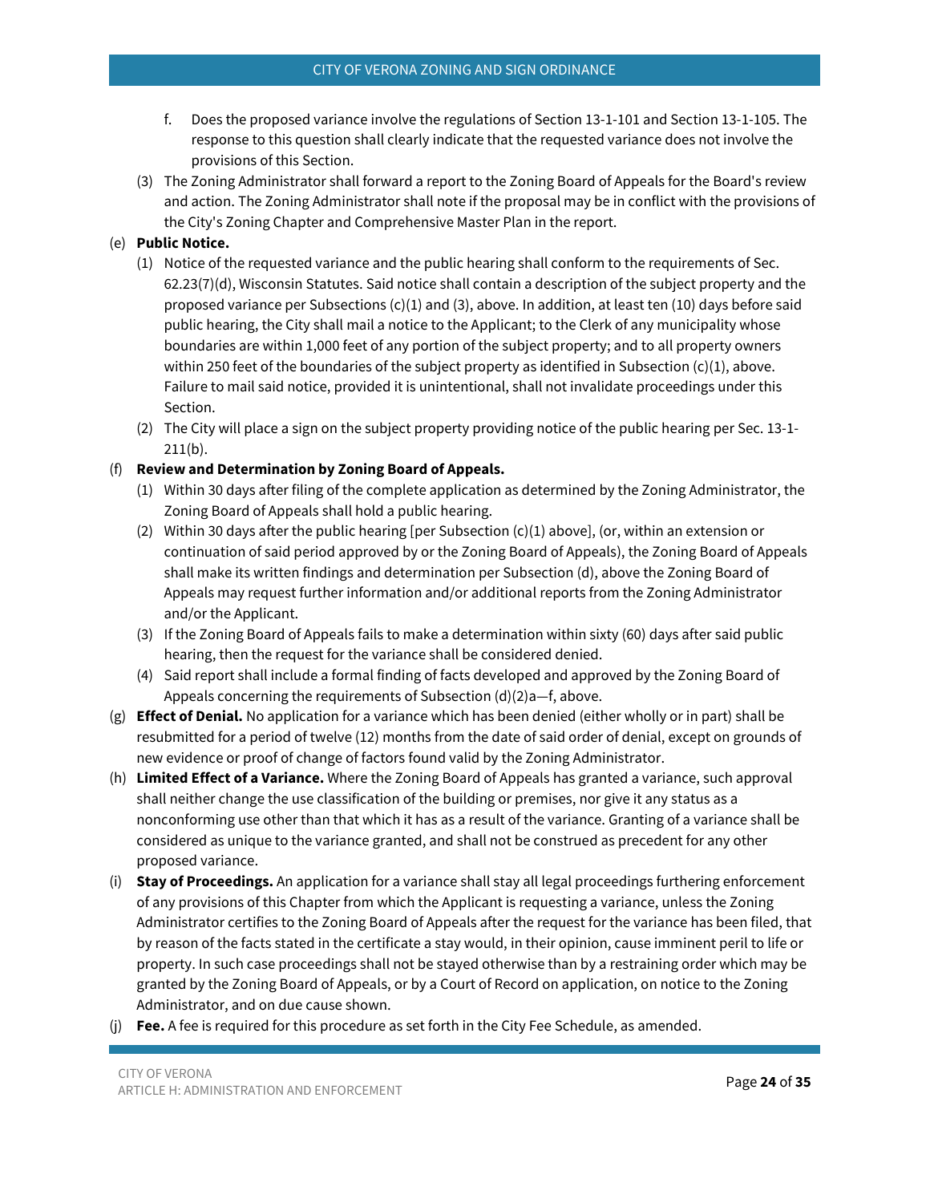f. Does the proposed variance involve the regulations of Section 13-1-101 and Section 13-1-105. The response to this question shall clearly indicate that the requested variance does not involve the provisions of this Section.

(3) The Zoning Administrator shall forward a report to the Zoning Board of Appeals for the Board's review and action. The Zoning Administrator shall note if the proposal may be in conflict with the provisions of the City's Zoning Chapter and Comprehensive Master Plan in the report.

(e) **Public Notice.**

(1) Notice of the requested variance and the public hearing shall conform to the requirements of Sec. 62.23(7)(d), Wisconsin Statutes. Said notice shall contain a description of the subject property and the proposed variance per Subsections (c)(1) and (3), above. In addition, at least ten (10) days before said public hearing, the City shall mail a notice to the Applicant; to the Clerk of any municipality whose boundaries are within 1,000 feet of any portion of the subject property; and to all property owners within 250 feet of the boundaries of the subject property as identified in Subsection (c)(1), above. Failure to mail said notice, provided it is unintentional, shall not invalidate proceedings under this Section.

(2) The City will place a sign on the subject property providing notice of the public hearing per Sec. 13-1-211(b).

(f) **Review and Determination by Zoning Board of Appeals.**

(1) Within 30 days after filing of the complete application as determined by the Zoning Administrator, the Zoning Board of Appeals shall hold a public hearing.

(2) Within 30 days after the public hearing [per Subsection (c)(1) above], (or, within an extension or continuation of said period approved by or the Zoning Board of Appeals), the Zoning Board of Appeals shall make its written findings and determination per Subsection (d), above the Zoning Board of Appeals may request further information and/or additional reports from the Zoning Administrator and/or the Applicant.

(3) If the Zoning Board of Appeals fails to make a determination within sixty (60) days after said public hearing, then the request for the variance shall be considered denied.

(4) Said report shall include a formal finding of facts developed and approved by the Zoning Board of Appeals concerning the requirements of Subsection (d)(2)a—f, above.

(g) **Effect of Denial.** No application for a variance which has been denied (either wholly or in part) shall be resubmitted for a period of twelve (12) months from the date of said order of denial, except on grounds of new evidence or proof of change of factors found valid by the Zoning Administrator.

(h) **Limited Effect of a Variance.** Where the Zoning Board of Appeals has granted a variance, such approval shall neither change the use classification of the building or premises, nor give it any status as a nonconforming use other than that which it has as a result of the variance. Granting of a variance shall be considered as unique to the variance granted, and shall not be construed as precedent for any other proposed variance.

(i) **Stay of Proceedings.** An application for a variance shall stay all legal proceedings furthering enforcement of any provisions of this Chapter from which the Applicant is requesting a variance, unless the Zoning Administrator certifies to the Zoning Board of Appeals after the request for the variance has been filed, that by reason of the facts stated in the certificate a stay would, in their opinion, cause imminent peril to life or property. In such case proceedings shall not be stayed otherwise than by a restraining order which may be granted by the Zoning Board of Appeals, or by a Court of Record on application, on notice to the Zoning Administrator, and on due cause shown.

(j) **Fee.** A fee is required for this procedure as set forth in the City Fee Schedule, as amended.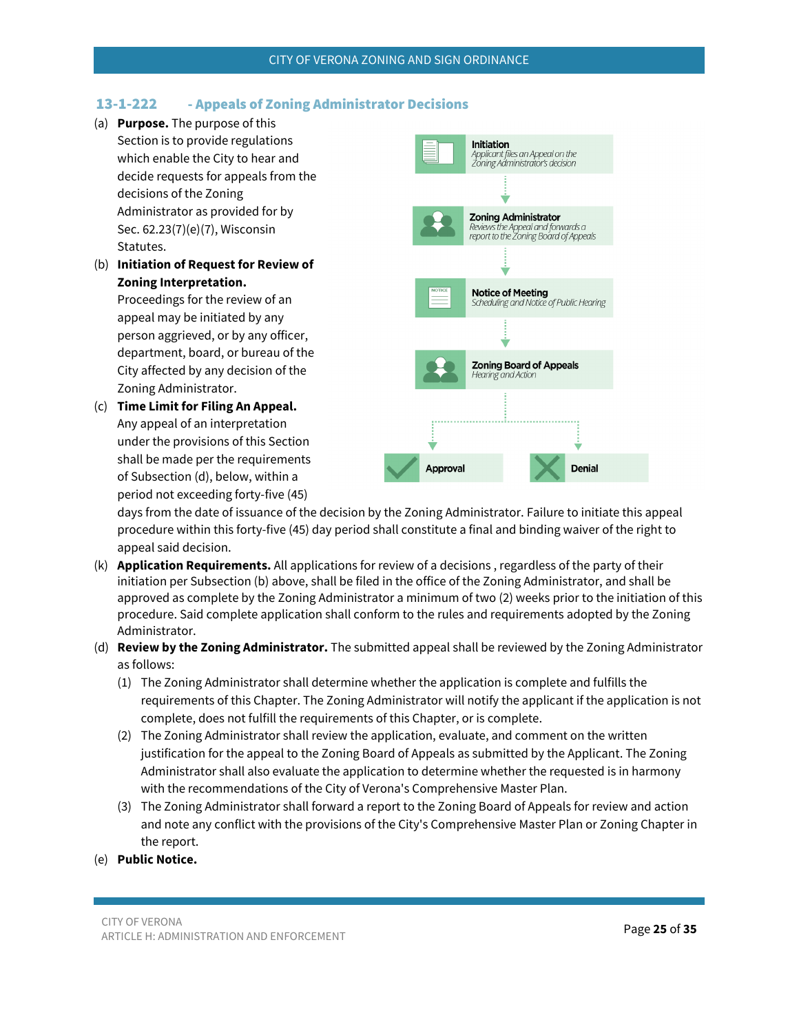## 13-1-222 - Appeals of Zoning Administrator Decisions

(a) **Purpose.** The purpose of this Section is to provide regulations which enable the City to hear and decide requests for appeals from the decisions of the Zoning Administrator as provided for by Sec. 62.23(7)(e)(7), Wisconsin Statutes.

(b) **Initiation of Request for Review of Zoning Interpretation.** Proceedings for the review of an appeal may be initiated by any person aggrieved, or by any officer, department, board, or bureau of the City affected by any decision of the Zoning Administrator.

(c) **Time Limit for Filing An Appeal.** Any appeal of an interpretation under the provisions of this Section shall be made per the requirements of Subsection (d), below, within a period not exceeding forty-five (45) days from the date of issuance of the decision by the Zoning Administrator. Failure to initiate this appeal procedure within this forty-five (45) day period shall constitute a final and binding waiver of the right to appeal said decision.

**Initiation**
*Applicant files an Appeal on the Zoning Administrator's decision*

**Zoning Administrator**
*Reviews the Appeal and forwards a report to the Zoning Board of Appeals*

**Notice of Meeting**
*Scheduling and Notice of Public Hearing*

**Zoning Board of Appeals**
*Hearing and Action*

**Approval** | **Denial**

(k) **Application Requirements.** All applications for review of a decisions , regardless of the party of their initiation per Subsection (b) above, shall be filed in the office of the Zoning Administrator, and shall be approved as complete by the Zoning Administrator a minimum of two (2) weeks prior to the initiation of this procedure. Said complete application shall conform to the rules and requirements adopted by the Zoning Administrator.

(d) **Review by the Zoning Administrator.** The submitted appeal shall be reviewed by the Zoning Administrator as follows:

(1) The Zoning Administrator shall determine whether the application is complete and fulfills the requirements of this Chapter. The Zoning Administrator will notify the applicant if the application is not complete, does not fulfill the requirements of this Chapter, or is complete.

(2) The Zoning Administrator shall review the application, evaluate, and comment on the written justification for the appeal to the Zoning Board of Appeals as submitted by the Applicant. The Zoning Administrator shall also evaluate the application to determine whether the requested is in harmony with the recommendations of the City of Verona's Comprehensive Master Plan.

(3) The Zoning Administrator shall forward a report to the Zoning Board of Appeals for review and action and note any conflict with the provisions of the City's Comprehensive Master Plan or Zoning Chapter in the report.

(e) **Public Notice.**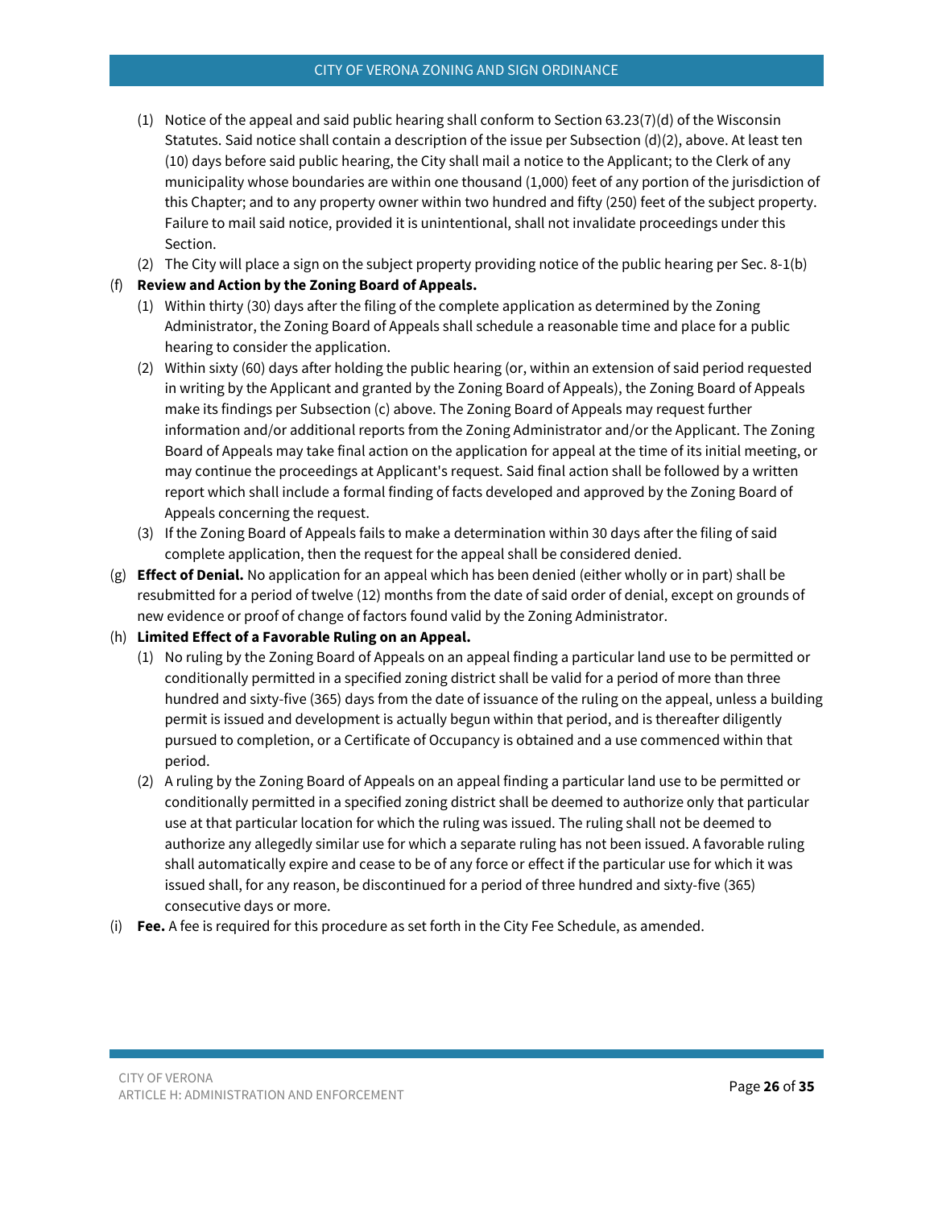(1) Notice of the appeal and said public hearing shall conform to Section 63.23(7)(d) of the Wisconsin Statutes. Said notice shall contain a description of the issue per Subsection (d)(2), above. At least ten (10) days before said public hearing, the City shall mail a notice to the Applicant; to the Clerk of any municipality whose boundaries are within one thousand (1,000) feet of any portion of the jurisdiction of this Chapter; and to any property owner within two hundred and fifty (250) feet of the subject property. Failure to mail said notice, provided it is unintentional, shall not invalidate proceedings under this Section.

(2) The City will place a sign on the subject property providing notice of the public hearing per Sec. 8-1(b)

(f) **Review and Action by the Zoning Board of Appeals.**

(1) Within thirty (30) days after the filing of the complete application as determined by the Zoning Administrator, the Zoning Board of Appeals shall schedule a reasonable time and place for a public hearing to consider the application.

(2) Within sixty (60) days after holding the public hearing (or, within an extension of said period requested in writing by the Applicant and granted by the Zoning Board of Appeals), the Zoning Board of Appeals make its findings per Subsection (c) above. The Zoning Board of Appeals may request further information and/or additional reports from the Zoning Administrator and/or the Applicant. The Zoning Board of Appeals may take final action on the application for appeal at the time of its initial meeting, or may continue the proceedings at Applicant's request. Said final action shall be followed by a written report which shall include a formal finding of facts developed and approved by the Zoning Board of Appeals concerning the request.

(3) If the Zoning Board of Appeals fails to make a determination within 30 days after the filing of said complete application, then the request for the appeal shall be considered denied.

(g) **Effect of Denial.** No application for an appeal which has been denied (either wholly or in part) shall be resubmitted for a period of twelve (12) months from the date of said order of denial, except on grounds of new evidence or proof of change of factors found valid by the Zoning Administrator.

(h) **Limited Effect of a Favorable Ruling on an Appeal.**

(1) No ruling by the Zoning Board of Appeals on an appeal finding a particular land use to be permitted or conditionally permitted in a specified zoning district shall be valid for a period of more than three hundred and sixty-five (365) days from the date of issuance of the ruling on the appeal, unless a building permit is issued and development is actually begun within that period, and is thereafter diligently pursued to completion, or a Certificate of Occupancy is obtained and a use commenced within that period.

(2) A ruling by the Zoning Board of Appeals on an appeal finding a particular land use to be permitted or conditionally permitted in a specified zoning district shall be deemed to authorize only that particular use at that particular location for which the ruling was issued. The ruling shall not be deemed to authorize any allegedly similar use for which a separate ruling has not been issued. A favorable ruling shall automatically expire and cease to be of any force or effect if the particular use for which it was issued shall, for any reason, be discontinued for a period of three hundred and sixty-five (365) consecutive days or more.

(i) **Fee.** A fee is required for this procedure as set forth in the City Fee Schedule, as amended.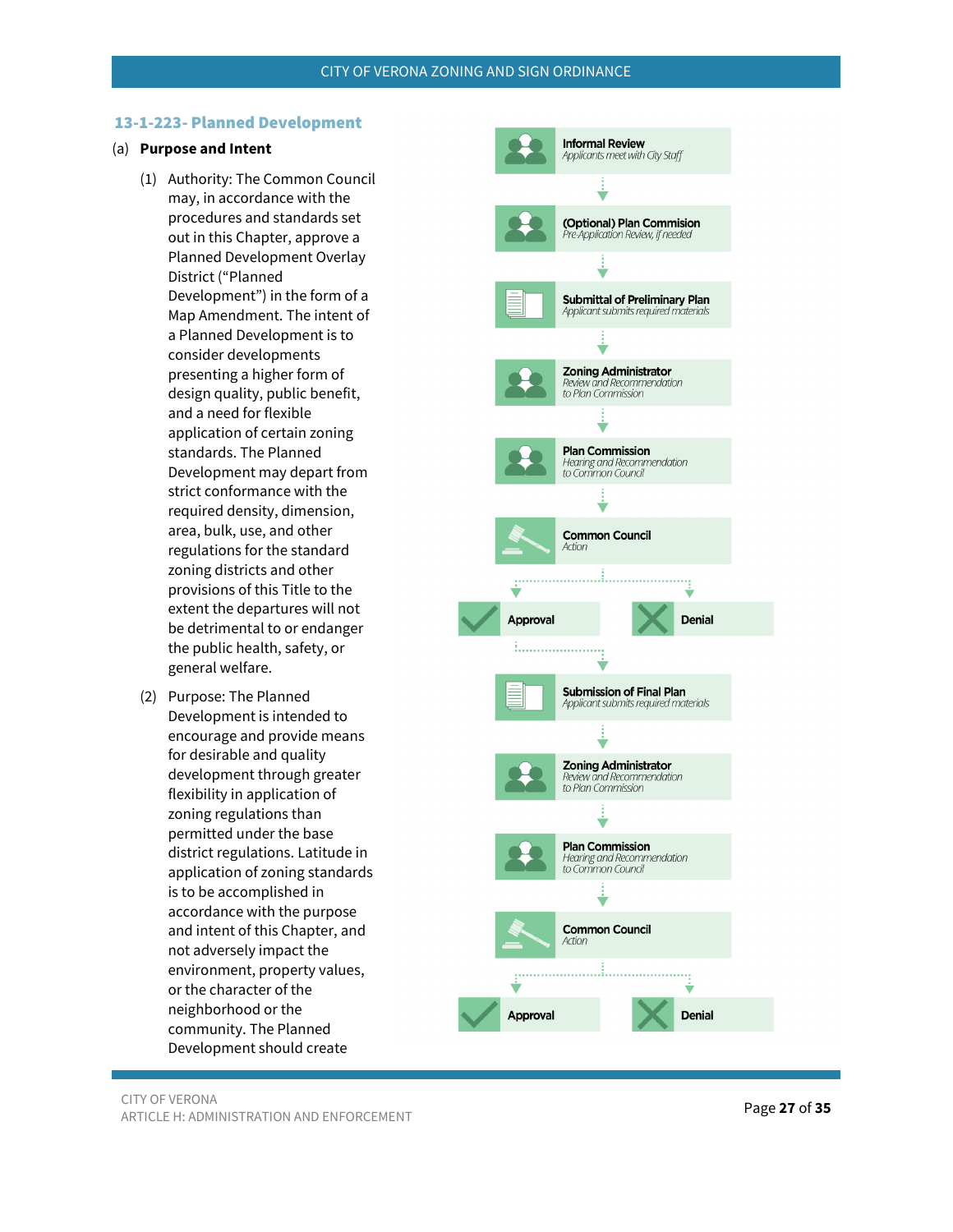## 13-1-223- Planned Development

(a) **Purpose and Intent**

(1) Authority: The Common Council may, in accordance with the procedures and standards set out in this Chapter, approve a Planned Development Overlay District ("Planned Development") in the form of a Map Amendment. The intent of a Planned Development is to consider developments presenting a higher form of design quality, public benefit, and a need for flexible application of certain zoning standards. The Planned Development may depart from strict conformance with the required density, dimension, area, bulk, use, and other regulations for the standard zoning districts and other provisions of this Title to the extent the departures will not be detrimental to or endanger the public health, safety, or general welfare.

(2) Purpose: The Planned Development is intended to encourage and provide means for desirable and quality development through greater flexibility in application of zoning regulations than permitted under the base district regulations. Latitude in application of zoning standards is to be accomplished in accordance with the purpose and intent of this Chapter, and not adversely impact the environment, property values, or the character of the neighborhood or the community. The Planned Development should create

**Informal Review**
*Applicants meet with City Staff*

**(Optional) Plan Commision**
*Pre-Application Review, if needed*

**Submittal of Preliminary Plan**
*Applicant submits required materials*

**Zoning Administrator**
*Review and Recommendation to Plan Commission*

**Plan Commission**
*Hearing and Recommendation to Common Council*

**Common Council**
*Action*

**Approval** | **Denial**

**Submission of Final Plan**
*Applicant submits required materials*

**Zoning Administrator**
*Review and Recommendation to Plan Commission*

**Plan Commission**
*Hearing and Recommendation to Common Council*

**Common Council**
*Action*

**Approval** | **Denial**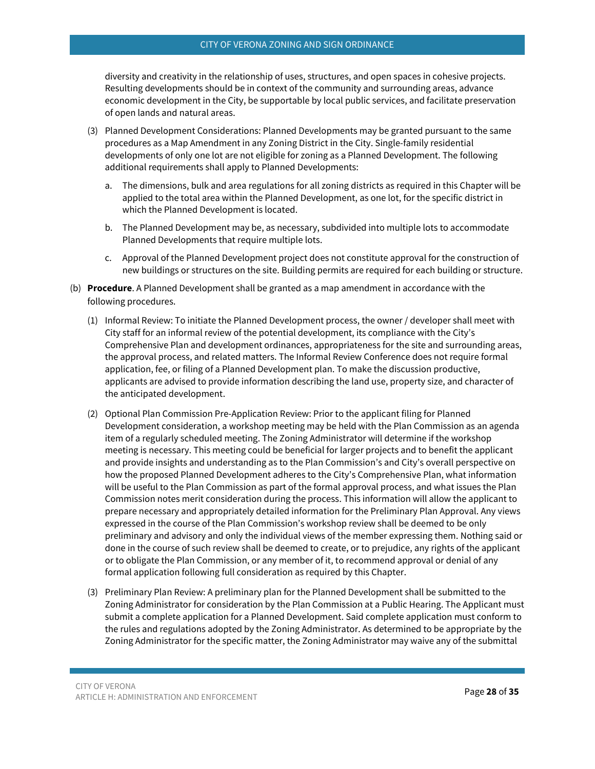diversity and creativity in the relationship of uses, structures, and open spaces in cohesive projects. Resulting developments should be in context of the community and surrounding areas, advance economic development in the City, be supportable by local public services, and facilitate preservation of open lands and natural areas.

(3) Planned Development Considerations: Planned Developments may be granted pursuant to the same procedures as a Map Amendment in any Zoning District in the City. Single-family residential developments of only one lot are not eligible for zoning as a Planned Development. The following additional requirements shall apply to Planned Developments:

a. The dimensions, bulk and area regulations for all zoning districts as required in this Chapter will be applied to the total area within the Planned Development, as one lot, for the specific district in which the Planned Development is located.

b. The Planned Development may be, as necessary, subdivided into multiple lots to accommodate Planned Developments that require multiple lots.

c. Approval of the Planned Development project does not constitute approval for the construction of new buildings or structures on the site. Building permits are required for each building or structure.

(b) **Procedure**. A Planned Development shall be granted as a map amendment in accordance with the following procedures.

(1) Informal Review: To initiate the Planned Development process, the owner / developer shall meet with City staff for an informal review of the potential development, its compliance with the City's Comprehensive Plan and development ordinances, appropriateness for the site and surrounding areas, the approval process, and related matters. The Informal Review Conference does not require formal application, fee, or filing of a Planned Development plan. To make the discussion productive, applicants are advised to provide information describing the land use, property size, and character of the anticipated development.

(2) Optional Plan Commission Pre-Application Review: Prior to the applicant filing for Planned Development consideration, a workshop meeting may be held with the Plan Commission as an agenda item of a regularly scheduled meeting. The Zoning Administrator will determine if the workshop meeting is necessary. This meeting could be beneficial for larger projects and to benefit the applicant and provide insights and understanding as to the Plan Commission's and City's overall perspective on how the proposed Planned Development adheres to the City's Comprehensive Plan, what information will be useful to the Plan Commission as part of the formal approval process, and what issues the Plan Commission notes merit consideration during the process. This information will allow the applicant to prepare necessary and appropriately detailed information for the Preliminary Plan Approval. Any views expressed in the course of the Plan Commission's workshop review shall be deemed to be only preliminary and advisory and only the individual views of the member expressing them. Nothing said or done in the course of such review shall be deemed to create, or to prejudice, any rights of the applicant or to obligate the Plan Commission, or any member of it, to recommend approval or denial of any formal application following full consideration as required by this Chapter.

(3) Preliminary Plan Review: A preliminary plan for the Planned Development shall be submitted to the Zoning Administrator for consideration by the Plan Commission at a Public Hearing. The Applicant must submit a complete application for a Planned Development. Said complete application must conform to the rules and regulations adopted by the Zoning Administrator. As determined to be appropriate by the Zoning Administrator for the specific matter, the Zoning Administrator may waive any of the submittal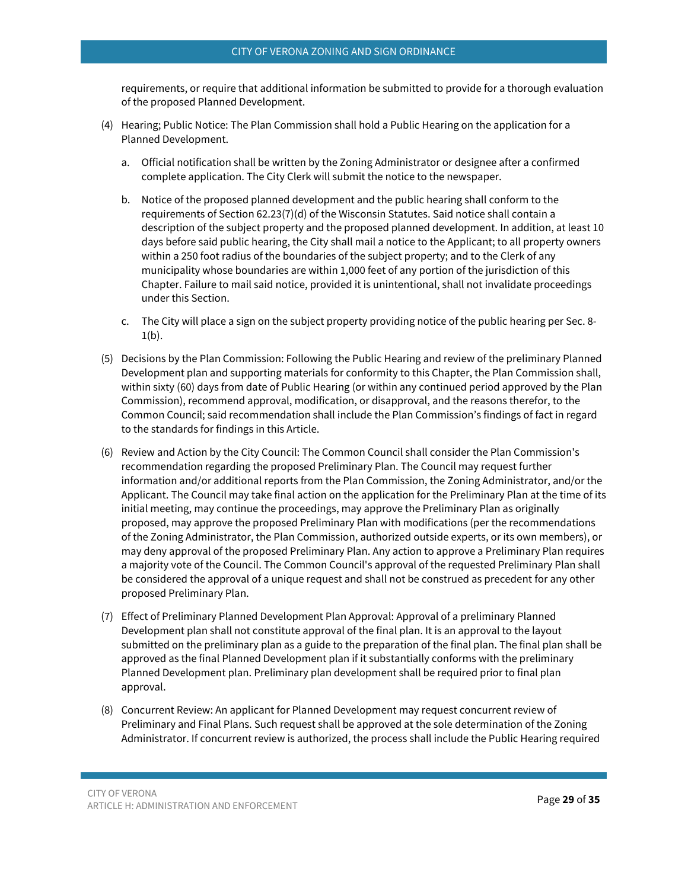requirements, or require that additional information be submitted to provide for a thorough evaluation of the proposed Planned Development.

(4) Hearing; Public Notice: The Plan Commission shall hold a Public Hearing on the application for a Planned Development.

   a. Official notification shall be written by the Zoning Administrator or designee after a confirmed complete application. The City Clerk will submit the notice to the newspaper.

   b. Notice of the proposed planned development and the public hearing shall conform to the requirements of Section 62.23(7)(d) of the Wisconsin Statutes. Said notice shall contain a description of the subject property and the proposed planned development. In addition, at least 10 days before said public hearing, the City shall mail a notice to the Applicant; to all property owners within a 250 foot radius of the boundaries of the subject property; and to the Clerk of any municipality whose boundaries are within 1,000 feet of any portion of the jurisdiction of this Chapter. Failure to mail said notice, provided it is unintentional, shall not invalidate proceedings under this Section.

   c. The City will place a sign on the subject property providing notice of the public hearing per Sec. 8-1(b).

(5) Decisions by the Plan Commission: Following the Public Hearing and review of the preliminary Planned Development plan and supporting materials for conformity to this Chapter, the Plan Commission shall, within sixty (60) days from date of Public Hearing (or within any continued period approved by the Plan Commission), recommend approval, modification, or disapproval, and the reasons therefor, to the Common Council; said recommendation shall include the Plan Commission's findings of fact in regard to the standards for findings in this Article.

(6) Review and Action by the City Council: The Common Council shall consider the Plan Commission's recommendation regarding the proposed Preliminary Plan. The Council may request further information and/or additional reports from the Plan Commission, the Zoning Administrator, and/or the Applicant. The Council may take final action on the application for the Preliminary Plan at the time of its initial meeting, may continue the proceedings, may approve the Preliminary Plan as originally proposed, may approve the proposed Preliminary Plan with modifications (per the recommendations of the Zoning Administrator, the Plan Commission, authorized outside experts, or its own members), or may deny approval of the proposed Preliminary Plan. Any action to approve a Preliminary Plan requires a majority vote of the Council. The Common Council's approval of the requested Preliminary Plan shall be considered the approval of a unique request and shall not be construed as precedent for any other proposed Preliminary Plan.

(7) Effect of Preliminary Planned Development Plan Approval: Approval of a preliminary Planned Development plan shall not constitute approval of the final plan. It is an approval to the layout submitted on the preliminary plan as a guide to the preparation of the final plan. The final plan shall be approved as the final Planned Development plan if it substantially conforms with the preliminary Planned Development plan. Preliminary plan development shall be required prior to final plan approval.

(8) Concurrent Review: An applicant for Planned Development may request concurrent review of Preliminary and Final Plans. Such request shall be approved at the sole determination of the Zoning Administrator. If concurrent review is authorized, the process shall include the Public Hearing required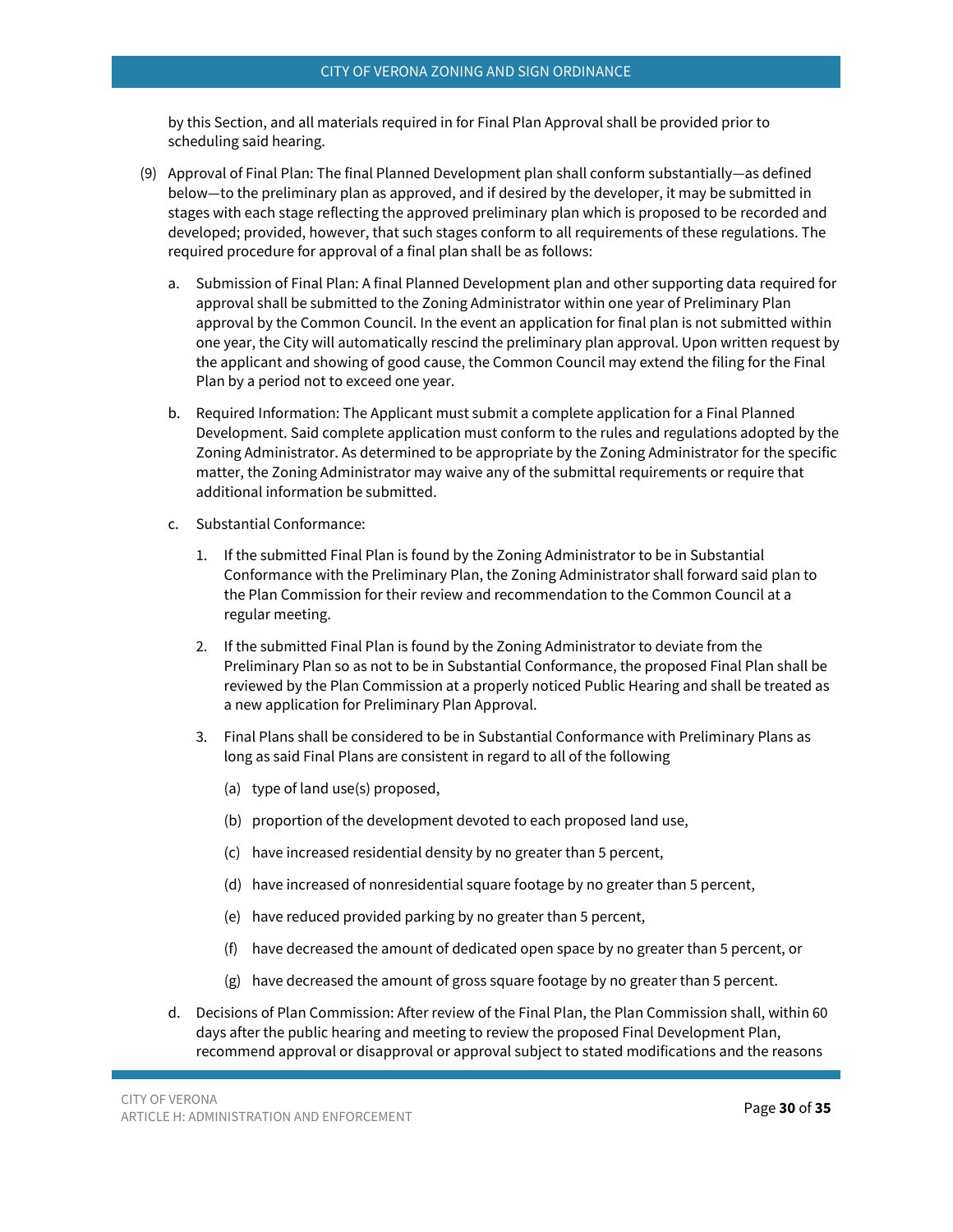by this Section, and all materials required in for Final Plan Approval shall be provided prior to scheduling said hearing.

(9) Approval of Final Plan: The final Planned Development plan shall conform substantially—as defined below—to the preliminary plan as approved, and if desired by the developer, it may be submitted in stages with each stage reflecting the approved preliminary plan which is proposed to be recorded and developed; provided, however, that such stages conform to all requirements of these regulations. The required procedure for approval of a final plan shall be as follows:

   a. Submission of Final Plan: A final Planned Development plan and other supporting data required for approval shall be submitted to the Zoning Administrator within one year of Preliminary Plan approval by the Common Council. In the event an application for final plan is not submitted within one year, the City will automatically rescind the preliminary plan approval. Upon written request by the applicant and showing of good cause, the Common Council may extend the filing for the Final Plan by a period not to exceed one year.

   b. Required Information: The Applicant must submit a complete application for a Final Planned Development. Said complete application must conform to the rules and regulations adopted by the Zoning Administrator. As determined to be appropriate by the Zoning Administrator for the specific matter, the Zoning Administrator may waive any of the submittal requirements or require that additional information be submitted.

   c. Substantial Conformance:

      1. If the submitted Final Plan is found by the Zoning Administrator to be in Substantial Conformance with the Preliminary Plan, the Zoning Administrator shall forward said plan to the Plan Commission for their review and recommendation to the Common Council at a regular meeting.

      2. If the submitted Final Plan is found by the Zoning Administrator to deviate from the Preliminary Plan so as not to be in Substantial Conformance, the proposed Final Plan shall be reviewed by the Plan Commission at a properly noticed Public Hearing and shall be treated as a new application for Preliminary Plan Approval.

      3. Final Plans shall be considered to be in Substantial Conformance with Preliminary Plans as long as said Final Plans are consistent in regard to all of the following

         (a) type of land use(s) proposed,

         (b) proportion of the development devoted to each proposed land use,

         (c) have increased residential density by no greater than 5 percent,

         (d) have increased of nonresidential square footage by no greater than 5 percent,

         (e) have reduced provided parking by no greater than 5 percent,

         (f) have decreased the amount of dedicated open space by no greater than 5 percent, or

         (g) have decreased the amount of gross square footage by no greater than 5 percent.

   d. Decisions of Plan Commission: After review of the Final Plan, the Plan Commission shall, within 60 days after the public hearing and meeting to review the proposed Final Development Plan, recommend approval or disapproval or approval subject to stated modifications and the reasons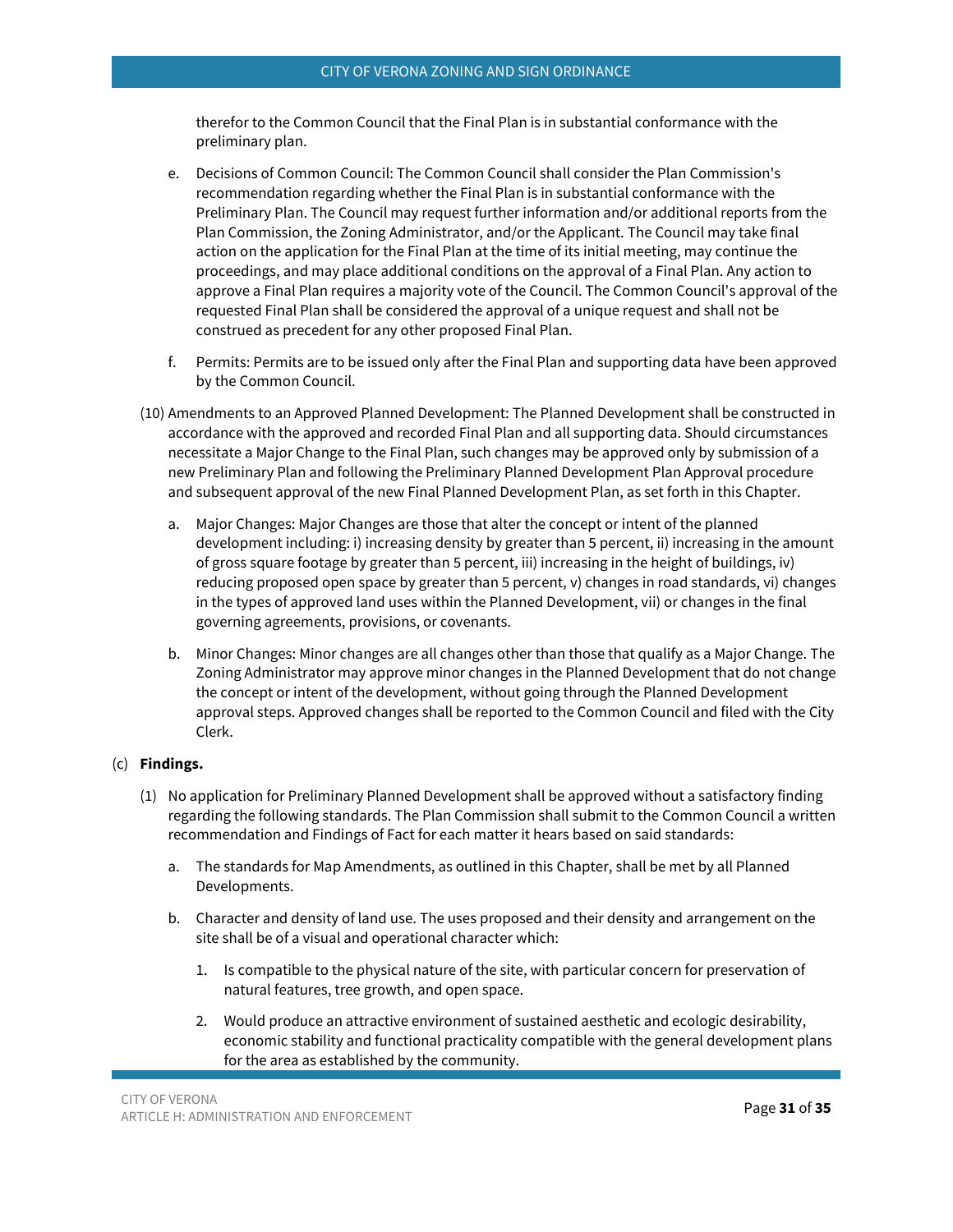therefor to the Common Council that the Final Plan is in substantial conformance with the preliminary plan.

e. Decisions of Common Council: The Common Council shall consider the Plan Commission's recommendation regarding whether the Final Plan is in substantial conformance with the Preliminary Plan. The Council may request further information and/or additional reports from the Plan Commission, the Zoning Administrator, and/or the Applicant. The Council may take final action on the application for the Final Plan at the time of its initial meeting, may continue the proceedings, and may place additional conditions on the approval of a Final Plan. Any action to approve a Final Plan requires a majority vote of the Council. The Common Council's approval of the requested Final Plan shall be considered the approval of a unique request and shall not be construed as precedent for any other proposed Final Plan.

f. Permits: Permits are to be issued only after the Final Plan and supporting data have been approved by the Common Council.

(10) Amendments to an Approved Planned Development: The Planned Development shall be constructed in accordance with the approved and recorded Final Plan and all supporting data. Should circumstances necessitate a Major Change to the Final Plan, such changes may be approved only by submission of a new Preliminary Plan and following the Preliminary Planned Development Plan Approval procedure and subsequent approval of the new Final Planned Development Plan, as set forth in this Chapter.

a. Major Changes: Major Changes are those that alter the concept or intent of the planned development including: i) increasing density by greater than 5 percent, ii) increasing in the amount of gross square footage by greater than 5 percent, iii) increasing in the height of buildings, iv) reducing proposed open space by greater than 5 percent, v) changes in road standards, vi) changes in the types of approved land uses within the Planned Development, vii) or changes in the final governing agreements, provisions, or covenants.

b. Minor Changes: Minor changes are all changes other than those that qualify as a Major Change. The Zoning Administrator may approve minor changes in the Planned Development that do not change the concept or intent of the development, without going through the Planned Development approval steps. Approved changes shall be reported to the Common Council and filed with the City Clerk.

(c) **Findings.**

(1) No application for Preliminary Planned Development shall be approved without a satisfactory finding regarding the following standards. The Plan Commission shall submit to the Common Council a written recommendation and Findings of Fact for each matter it hears based on said standards:

a. The standards for Map Amendments, as outlined in this Chapter, shall be met by all Planned Developments.

b. Character and density of land use. The uses proposed and their density and arrangement on the site shall be of a visual and operational character which:

1. Is compatible to the physical nature of the site, with particular concern for preservation of natural features, tree growth, and open space.

2. Would produce an attractive environment of sustained aesthetic and ecologic desirability, economic stability and functional practicality compatible with the general development plans for the area as established by the community.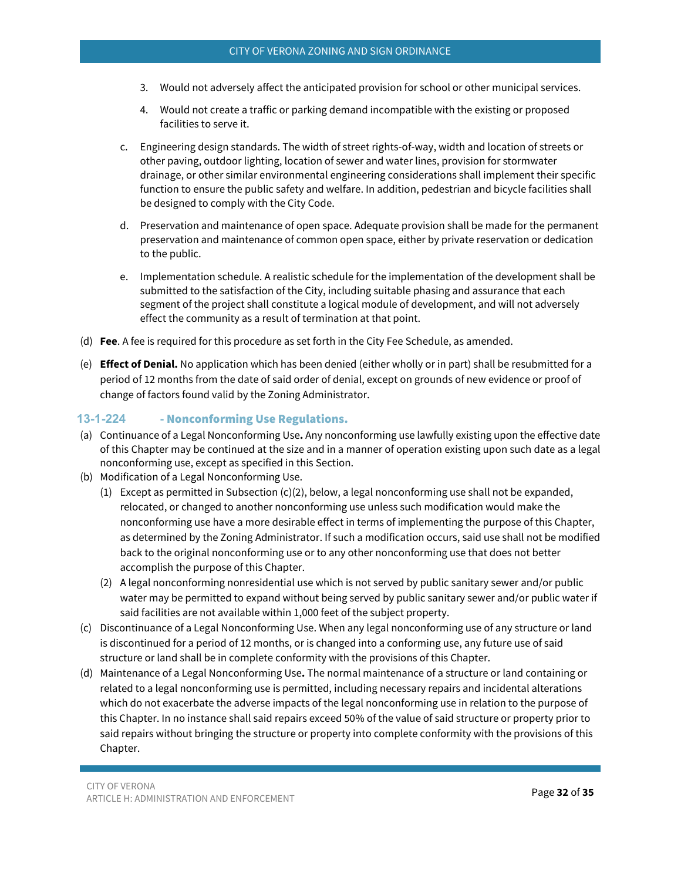3. Would not adversely affect the anticipated provision for school or other municipal services.

4. Would not create a traffic or parking demand incompatible with the existing or proposed facilities to serve it.

c. Engineering design standards. The width of street rights-of-way, width and location of streets or other paving, outdoor lighting, location of sewer and water lines, provision for stormwater drainage, or other similar environmental engineering considerations shall implement their specific function to ensure the public safety and welfare. In addition, pedestrian and bicycle facilities shall be designed to comply with the City Code.

d. Preservation and maintenance of open space. Adequate provision shall be made for the permanent preservation and maintenance of common open space, either by private reservation or dedication to the public.

e. Implementation schedule. A realistic schedule for the implementation of the development shall be submitted to the satisfaction of the City, including suitable phasing and assurance that each segment of the project shall constitute a logical module of development, and will not adversely effect the community as a result of termination at that point.

(d) **Fee**. A fee is required for this procedure as set forth in the City Fee Schedule, as amended.

(e) **Effect of Denial.** No application which has been denied (either wholly or in part) shall be resubmitted for a period of 12 months from the date of said order of denial, except on grounds of new evidence or proof of change of factors found valid by the Zoning Administrator.

### 13-1-224 - Nonconforming Use Regulations.

(a) Continuance of a Legal Nonconforming Use**.** Any nonconforming use lawfully existing upon the effective date of this Chapter may be continued at the size and in a manner of operation existing upon such date as a legal nonconforming use, except as specified in this Section.

(b) Modification of a Legal Nonconforming Use.

(1) Except as permitted in Subsection (c)(2), below, a legal nonconforming use shall not be expanded, relocated, or changed to another nonconforming use unless such modification would make the nonconforming use have a more desirable effect in terms of implementing the purpose of this Chapter, as determined by the Zoning Administrator. If such a modification occurs, said use shall not be modified back to the original nonconforming use or to any other nonconforming use that does not better accomplish the purpose of this Chapter.

(2) A legal nonconforming nonresidential use which is not served by public sanitary sewer and/or public water may be permitted to expand without being served by public sanitary sewer and/or public water if said facilities are not available within 1,000 feet of the subject property.

(c) Discontinuance of a Legal Nonconforming Use. When any legal nonconforming use of any structure or land is discontinued for a period of 12 months, or is changed into a conforming use, any future use of said structure or land shall be in complete conformity with the provisions of this Chapter.

(d) Maintenance of a Legal Nonconforming Use**.** The normal maintenance of a structure or land containing or related to a legal nonconforming use is permitted, including necessary repairs and incidental alterations which do not exacerbate the adverse impacts of the legal nonconforming use in relation to the purpose of this Chapter. In no instance shall said repairs exceed 50% of the value of said structure or property prior to said repairs without bringing the structure or property into complete conformity with the provisions of this Chapter.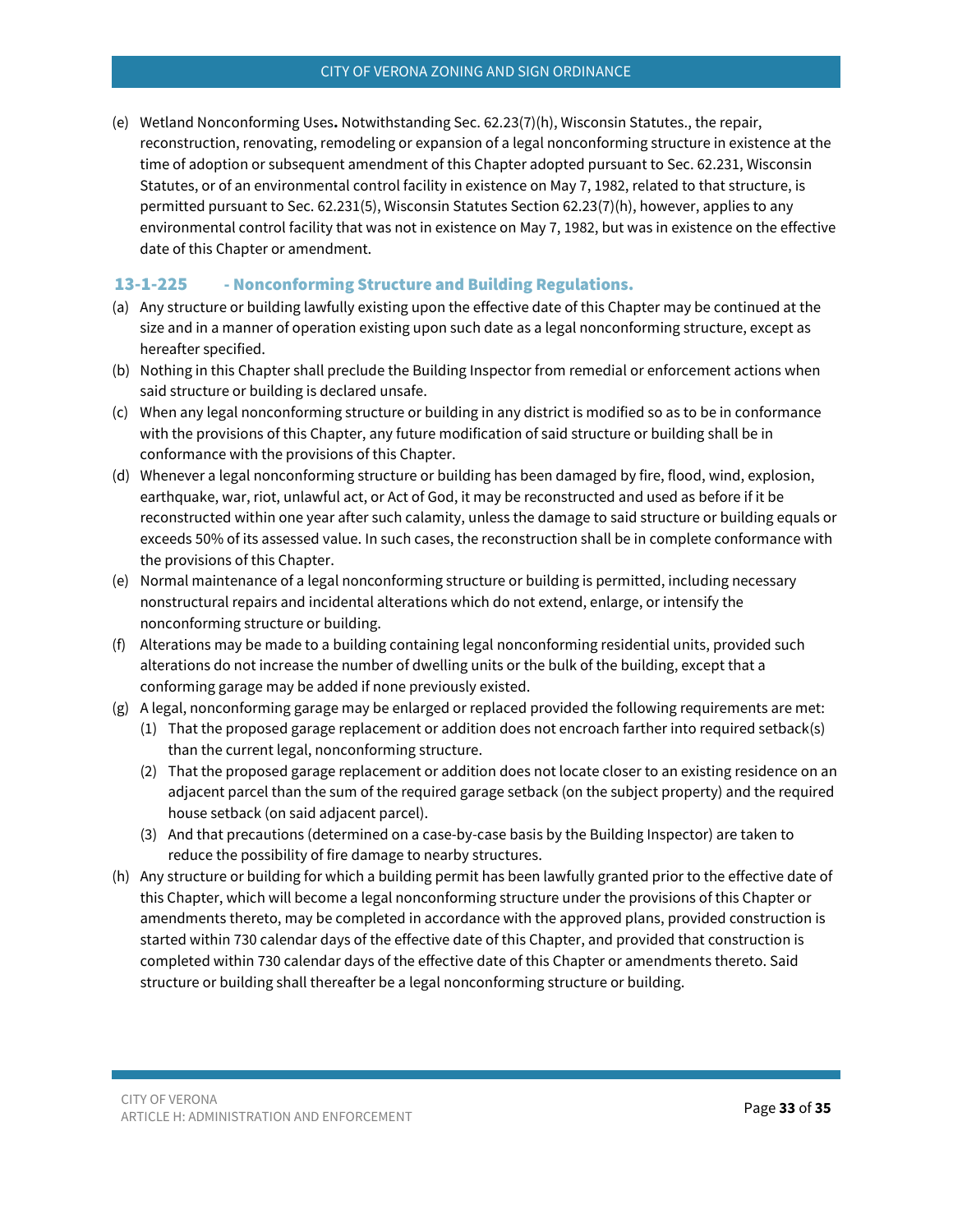(e) Wetland Nonconforming Uses**.** Notwithstanding Sec. 62.23(7)(h), Wisconsin Statutes., the repair, reconstruction, renovating, remodeling or expansion of a legal nonconforming structure in existence at the time of adoption or subsequent amendment of this Chapter adopted pursuant to Sec. 62.231, Wisconsin Statutes, or of an environmental control facility in existence on May 7, 1982, related to that structure, is permitted pursuant to Sec. 62.231(5), Wisconsin Statutes Section 62.23(7)(h), however, applies to any environmental control facility that was not in existence on May 7, 1982, but was in existence on the effective date of this Chapter or amendment.

### 13-1-225 - Nonconforming Structure and Building Regulations.

(a) Any structure or building lawfully existing upon the effective date of this Chapter may be continued at the size and in a manner of operation existing upon such date as a legal nonconforming structure, except as hereafter specified.

(b) Nothing in this Chapter shall preclude the Building Inspector from remedial or enforcement actions when said structure or building is declared unsafe.

(c) When any legal nonconforming structure or building in any district is modified so as to be in conformance with the provisions of this Chapter, any future modification of said structure or building shall be in conformance with the provisions of this Chapter.

(d) Whenever a legal nonconforming structure or building has been damaged by fire, flood, wind, explosion, earthquake, war, riot, unlawful act, or Act of God, it may be reconstructed and used as before if it be reconstructed within one year after such calamity, unless the damage to said structure or building equals or exceeds 50% of its assessed value. In such cases, the reconstruction shall be in complete conformance with the provisions of this Chapter.

(e) Normal maintenance of a legal nonconforming structure or building is permitted, including necessary nonstructural repairs and incidental alterations which do not extend, enlarge, or intensify the nonconforming structure or building.

(f) Alterations may be made to a building containing legal nonconforming residential units, provided such alterations do not increase the number of dwelling units or the bulk of the building, except that a conforming garage may be added if none previously existed.

(g) A legal, nonconforming garage may be enlarged or replaced provided the following requirements are met:

  (1) That the proposed garage replacement or addition does not encroach farther into required setback(s) than the current legal, nonconforming structure.

  (2) That the proposed garage replacement or addition does not locate closer to an existing residence on an adjacent parcel than the sum of the required garage setback (on the subject property) and the required house setback (on said adjacent parcel).

  (3) And that precautions (determined on a case-by-case basis by the Building Inspector) are taken to reduce the possibility of fire damage to nearby structures.

(h) Any structure or building for which a building permit has been lawfully granted prior to the effective date of this Chapter, which will become a legal nonconforming structure under the provisions of this Chapter or amendments thereto, may be completed in accordance with the approved plans, provided construction is started within 730 calendar days of the effective date of this Chapter, and provided that construction is completed within 730 calendar days of the effective date of this Chapter or amendments thereto. Said structure or building shall thereafter be a legal nonconforming structure or building.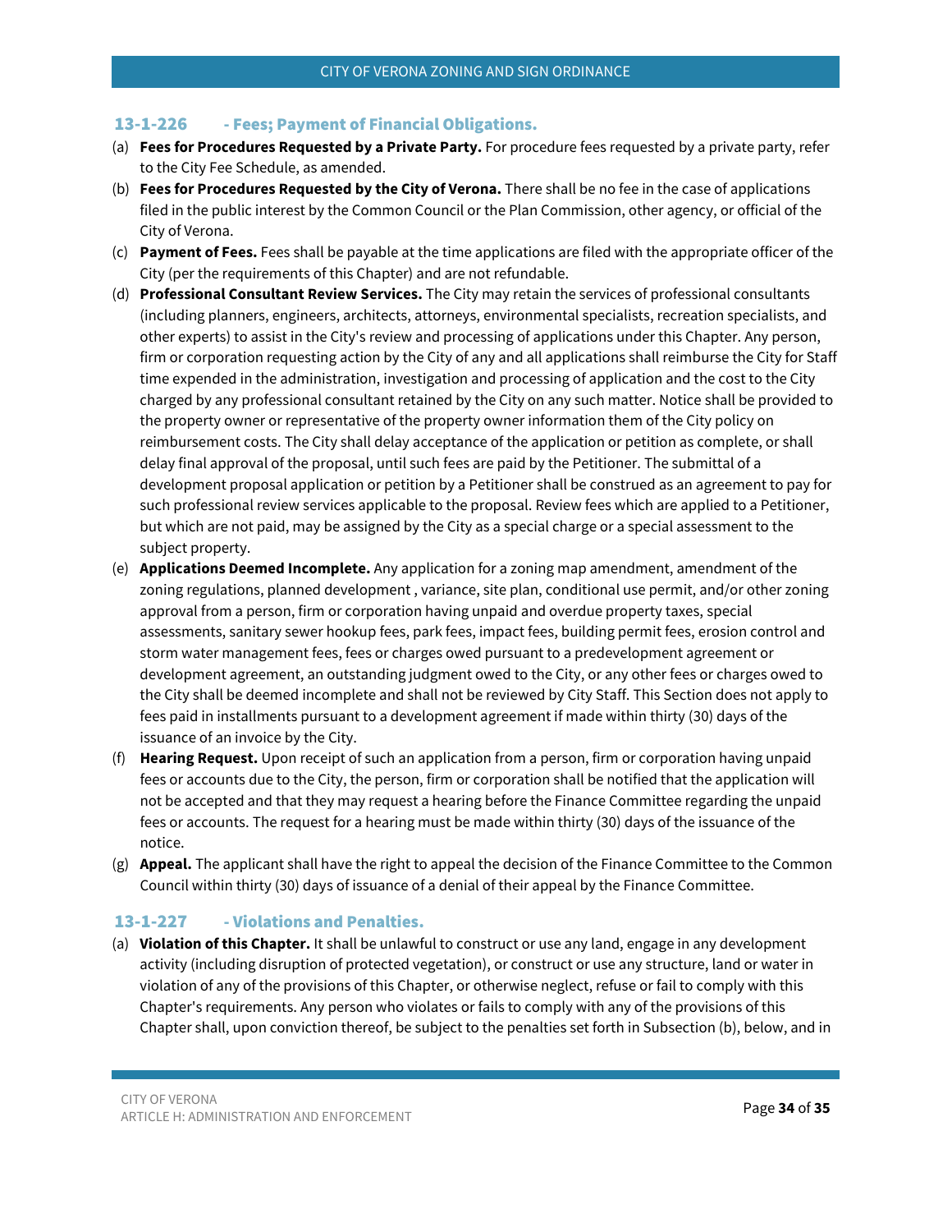### 13-1-226 - Fees; Payment of Financial Obligations.

(a) **Fees for Procedures Requested by a Private Party.** For procedure fees requested by a private party, refer to the City Fee Schedule, as amended.

(b) **Fees for Procedures Requested by the City of Verona.** There shall be no fee in the case of applications filed in the public interest by the Common Council or the Plan Commission, other agency, or official of the City of Verona.

(c) **Payment of Fees.** Fees shall be payable at the time applications are filed with the appropriate officer of the City (per the requirements of this Chapter) and are not refundable.

(d) **Professional Consultant Review Services.** The City may retain the services of professional consultants (including planners, engineers, architects, attorneys, environmental specialists, recreation specialists, and other experts) to assist in the City's review and processing of applications under this Chapter. Any person, firm or corporation requesting action by the City of any and all applications shall reimburse the City for Staff time expended in the administration, investigation and processing of application and the cost to the City charged by any professional consultant retained by the City on any such matter. Notice shall be provided to the property owner or representative of the property owner information them of the City policy on reimbursement costs. The City shall delay acceptance of the application or petition as complete, or shall delay final approval of the proposal, until such fees are paid by the Petitioner. The submittal of a development proposal application or petition by a Petitioner shall be construed as an agreement to pay for such professional review services applicable to the proposal. Review fees which are applied to a Petitioner, but which are not paid, may be assigned by the City as a special charge or a special assessment to the subject property.

(e) **Applications Deemed Incomplete.** Any application for a zoning map amendment, amendment of the zoning regulations, planned development , variance, site plan, conditional use permit, and/or other zoning approval from a person, firm or corporation having unpaid and overdue property taxes, special assessments, sanitary sewer hookup fees, park fees, impact fees, building permit fees, erosion control and storm water management fees, fees or charges owed pursuant to a predevelopment agreement or development agreement, an outstanding judgment owed to the City, or any other fees or charges owed to the City shall be deemed incomplete and shall not be reviewed by City Staff. This Section does not apply to fees paid in installments pursuant to a development agreement if made within thirty (30) days of the issuance of an invoice by the City.

(f) **Hearing Request.** Upon receipt of such an application from a person, firm or corporation having unpaid fees or accounts due to the City, the person, firm or corporation shall be notified that the application will not be accepted and that they may request a hearing before the Finance Committee regarding the unpaid fees or accounts. The request for a hearing must be made within thirty (30) days of the issuance of the notice.

(g) **Appeal.** The applicant shall have the right to appeal the decision of the Finance Committee to the Common Council within thirty (30) days of issuance of a denial of their appeal by the Finance Committee.

### 13-1-227 - Violations and Penalties.

(a) **Violation of this Chapter.** It shall be unlawful to construct or use any land, engage in any development activity (including disruption of protected vegetation), or construct or use any structure, land or water in violation of any of the provisions of this Chapter, or otherwise neglect, refuse or fail to comply with this Chapter's requirements. Any person who violates or fails to comply with any of the provisions of this Chapter shall, upon conviction thereof, be subject to the penalties set forth in Subsection (b), below, and in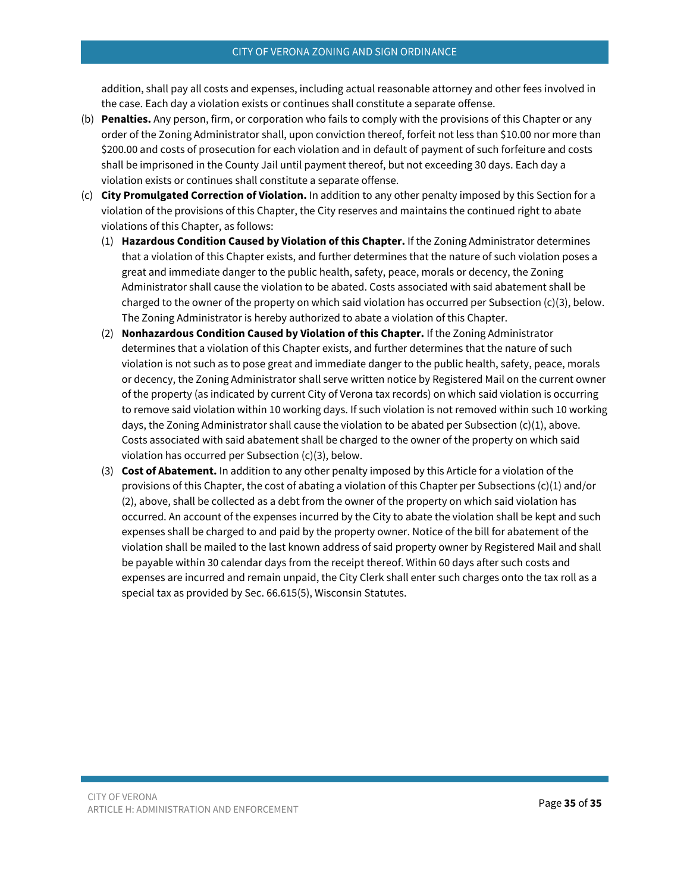addition, shall pay all costs and expenses, including actual reasonable attorney and other fees involved in the case. Each day a violation exists or continues shall constitute a separate offense.

(b) **Penalties.** Any person, firm, or corporation who fails to comply with the provisions of this Chapter or any order of the Zoning Administrator shall, upon conviction thereof, forfeit not less than $10.00 nor more than $200.00 and costs of prosecution for each violation and in default of payment of such forfeiture and costs shall be imprisoned in the County Jail until payment thereof, but not exceeding 30 days. Each day a violation exists or continues shall constitute a separate offense.

(c) **City Promulgated Correction of Violation.** In addition to any other penalty imposed by this Section for a violation of the provisions of this Chapter, the City reserves and maintains the continued right to abate violations of this Chapter, as follows:

(1) **Hazardous Condition Caused by Violation of this Chapter.** If the Zoning Administrator determines that a violation of this Chapter exists, and further determines that the nature of such violation poses a great and immediate danger to the public health, safety, peace, morals or decency, the Zoning Administrator shall cause the violation to be abated. Costs associated with said abatement shall be charged to the owner of the property on which said violation has occurred per Subsection (c)(3), below. The Zoning Administrator is hereby authorized to abate a violation of this Chapter.

(2) **Nonhazardous Condition Caused by Violation of this Chapter.** If the Zoning Administrator determines that a violation of this Chapter exists, and further determines that the nature of such violation is not such as to pose great and immediate danger to the public health, safety, peace, morals or decency, the Zoning Administrator shall serve written notice by Registered Mail on the current owner of the property (as indicated by current City of Verona tax records) on which said violation is occurring to remove said violation within 10 working days. If such violation is not removed within such 10 working days, the Zoning Administrator shall cause the violation to be abated per Subsection (c)(1), above. Costs associated with said abatement shall be charged to the owner of the property on which said violation has occurred per Subsection (c)(3), below.

(3) **Cost of Abatement.** In addition to any other penalty imposed by this Article for a violation of the provisions of this Chapter, the cost of abating a violation of this Chapter per Subsections (c)(1) and/or (2), above, shall be collected as a debt from the owner of the property on which said violation has occurred. An account of the expenses incurred by the City to abate the violation shall be kept and such expenses shall be charged to and paid by the property owner. Notice of the bill for abatement of the violation shall be mailed to the last known address of said property owner by Registered Mail and shall be payable within 30 calendar days from the receipt thereof. Within 60 days after such costs and expenses are incurred and remain unpaid, the City Clerk shall enter such charges onto the tax roll as a special tax as provided by Sec. 66.615(5), Wisconsin Statutes.